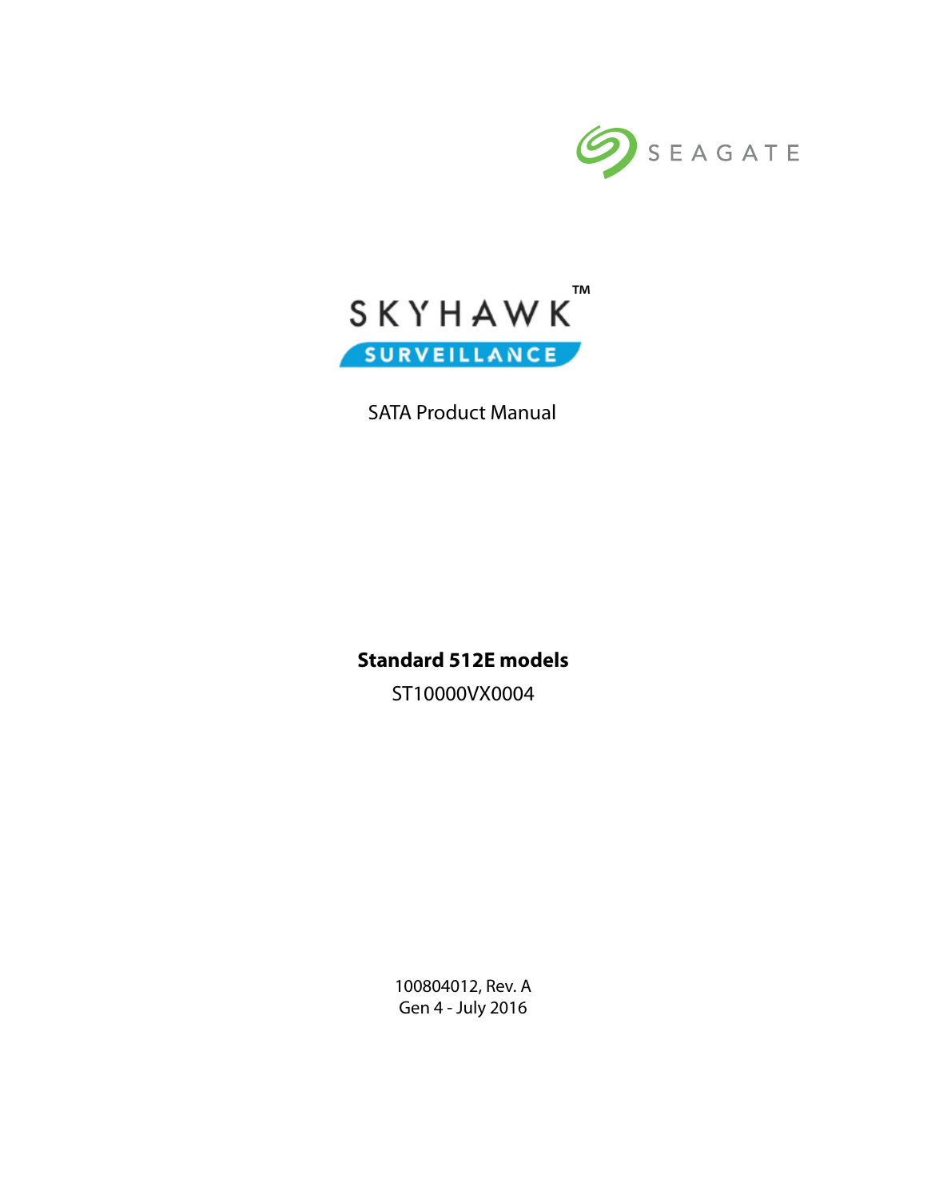SEAGATE

# SKYHAWK™

## SURVEILLANCE

SATA Product Manual

**Standard 512E models**

ST10000VX0004

100804012, Rev. A
Gen 4 - July 2016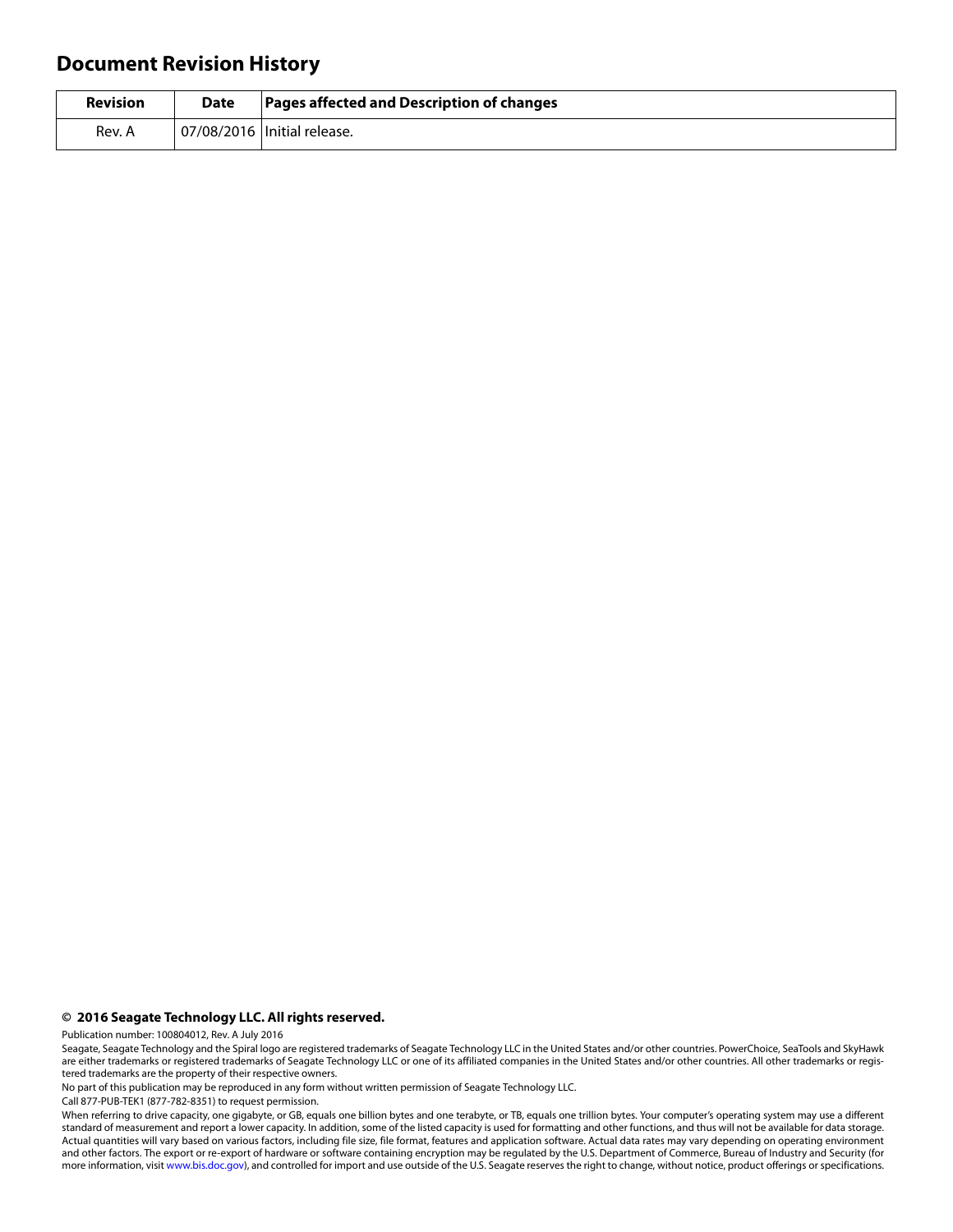# Document Revision History

| Revision | Date | Pages affected and Description of changes |
|---|---|---|
| Rev. A | 07/08/2016 | Initial release. |

**© 2016 Seagate Technology LLC. All rights reserved.**

Publication number: 100804012, Rev. A July 2016

Seagate, Seagate Technology and the Spiral logo are registered trademarks of Seagate Technology LLC in the United States and/or other countries. PowerChoice, SeaTools and SkyHawk are either trademarks or registered trademarks of Seagate Technology LLC or one of its affiliated companies in the United States and/or other countries. All other trademarks or registered trademarks are the property of their respective owners.

No part of this publication may be reproduced in any form without written permission of Seagate Technology LLC.

Call 877-PUB-TEK1 (877-782-8351) to request permission.

When referring to drive capacity, one gigabyte, or GB, equals one billion bytes and one terabyte, or TB, equals one trillion bytes. Your computer's operating system may use a different standard of measurement and report a lower capacity. In addition, some of the listed capacity is used for formatting and other functions, and thus will not be available for data storage. Actual quantities will vary based on various factors, including file size, file format, features and application software. Actual data rates may vary depending on operating environment and other factors. The export or re-export of hardware or software containing encryption may be regulated by the U.S. Department of Commerce, Bureau of Industry and Security (for more information, visit www.bis.doc.gov), and controlled for import and use outside of the U.S. Seagate reserves the right to change, without notice, product offerings or specifications.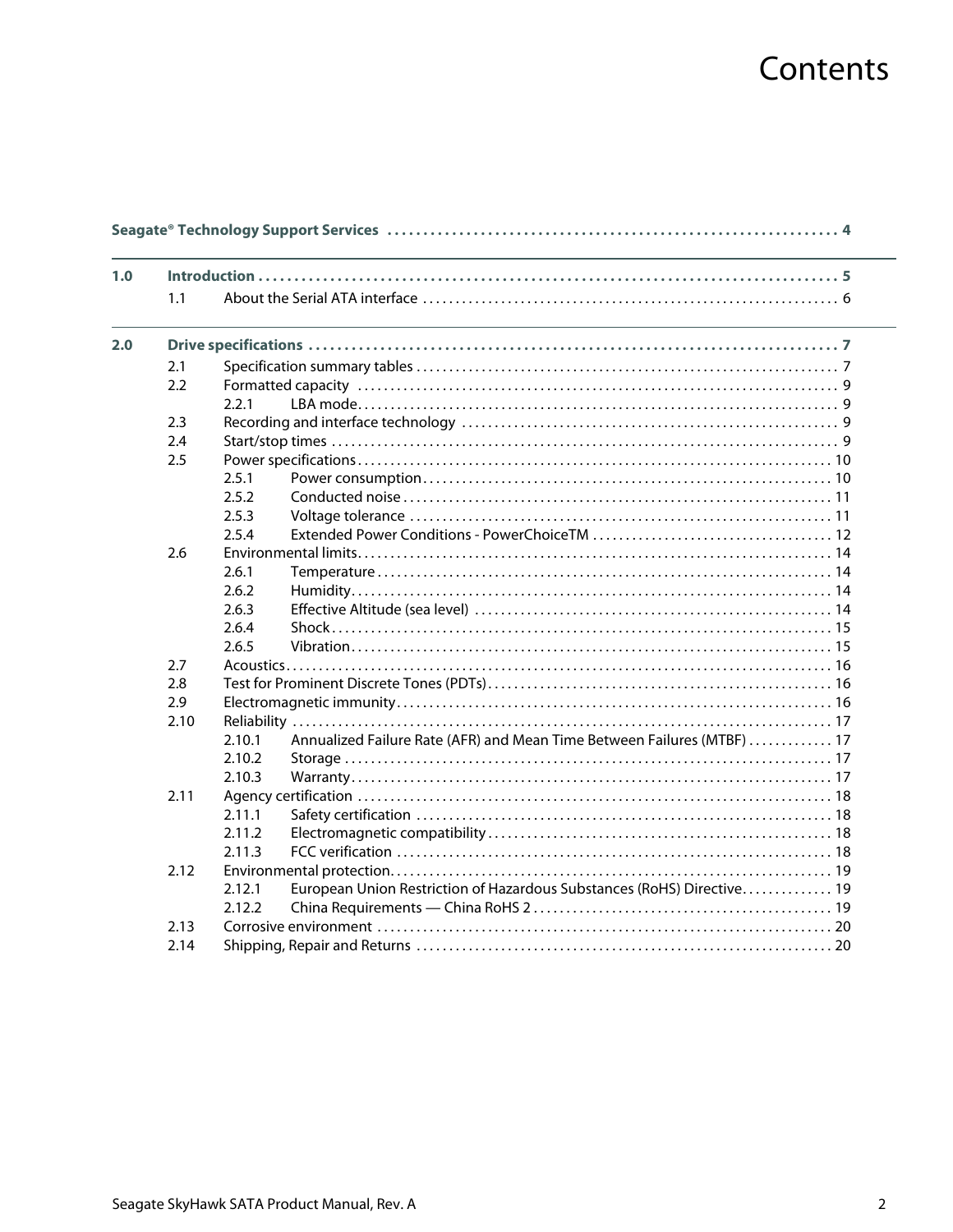# Contents

**Seagate® Technology Support Services** . . . . . . . . . . 4

**1.0 Introduction** . . . . . . . . . . 5

- 1.1 About the Serial ATA interface . . . . . . . . . . 6

**2.0 Drive specifications** . . . . . . . . . . 7

- 2.1 Specification summary tables . . . . . . . . . . 7
- 2.2 Formatted capacity . . . . . . . . . . 9
  - 2.2.1 LBA mode. . . . . . . . . . 9
- 2.3 Recording and interface technology . . . . . . . . . . 9
- 2.4 Start/stop times . . . . . . . . . . 9
- 2.5 Power specifications. . . . . . . . . . 10
  - 2.5.1 Power consumption . . . . . . . . . . 10
  - 2.5.2 Conducted noise . . . . . . . . . . 11
  - 2.5.3 Voltage tolerance . . . . . . . . . . 11
  - 2.5.4 Extended Power Conditions - PowerChoiceTM . . . . . . . . . . 12
- 2.6 Environmental limits. . . . . . . . . . 14
  - 2.6.1 Temperature . . . . . . . . . . 14
  - 2.6.2 Humidity. . . . . . . . . . 14
  - 2.6.3 Effective Altitude (sea level) . . . . . . . . . . 14
  - 2.6.4 Shock . . . . . . . . . . 15
  - 2.6.5 Vibration. . . . . . . . . . 15
- 2.7 Acoustics. . . . . . . . . . 16
- 2.8 Test for Prominent Discrete Tones (PDTs). . . . . . . . . . 16
- 2.9 Electromagnetic immunity. . . . . . . . . . 16
- 2.10 Reliability . . . . . . . . . . 17
  - 2.10.1 Annualized Failure Rate (AFR) and Mean Time Between Failures (MTBF) . . . . . . . . . . 17
  - 2.10.2 Storage . . . . . . . . . . 17
  - 2.10.3 Warranty. . . . . . . . . . 17
- 2.11 Agency certification . . . . . . . . . . 18
  - 2.11.1 Safety certification . . . . . . . . . . 18
  - 2.11.2 Electromagnetic compatibility . . . . . . . . . . 18
  - 2.11.3 FCC verification . . . . . . . . . . 18
- 2.12 Environmental protection. . . . . . . . . . 19
  - 2.12.1 European Union Restriction of Hazardous Substances (RoHS) Directive. . . . . . . . . . 19
  - 2.12.2 China Requirements — China RoHS 2 . . . . . . . . . . 19
- 2.13 Corrosive environment . . . . . . . . . . 20
- 2.14 Shipping, Repair and Returns . . . . . . . . . . 20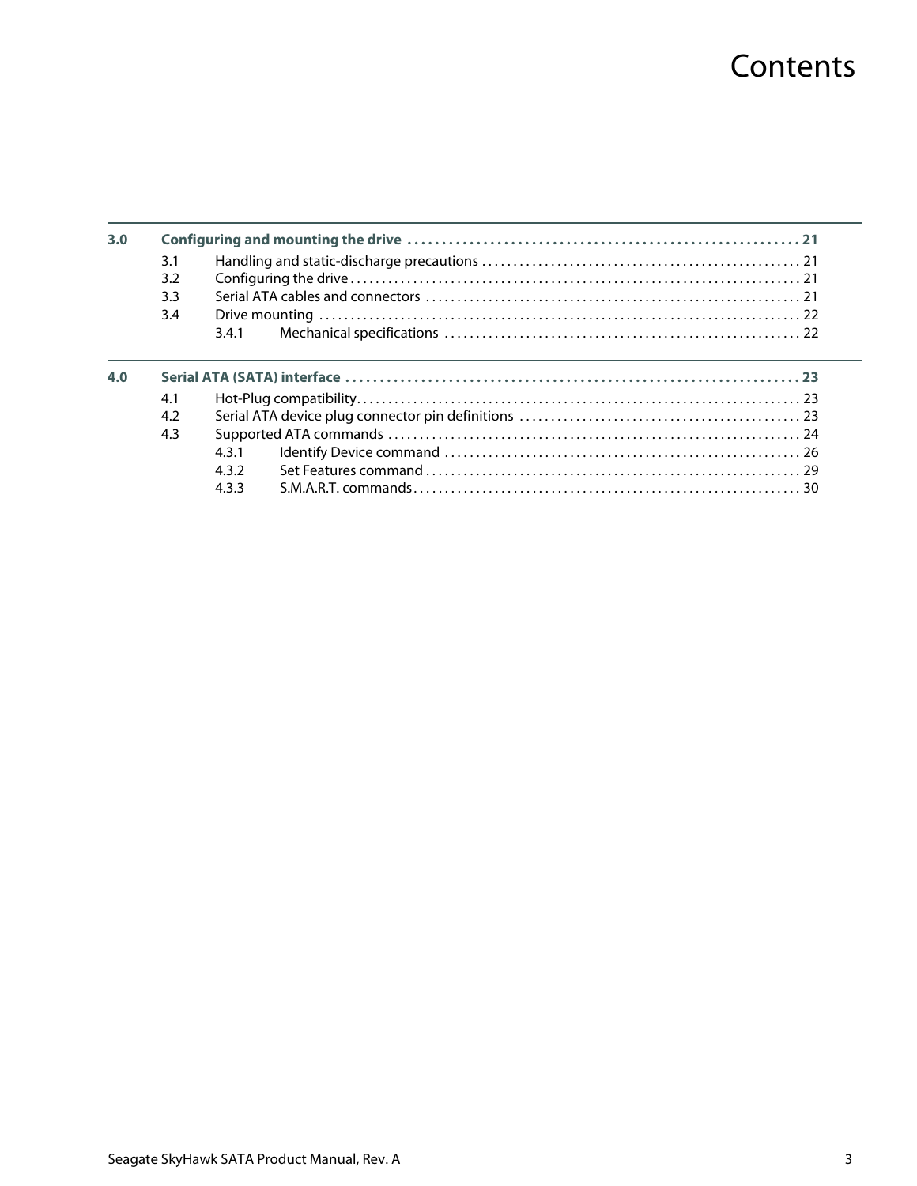# Contents

| | | | |
|---|---|---|---|
| **3.0** | **Configuring and mounting the drive** | | **21** |
| | 3.1 | Handling and static-discharge precautions | 21 |
| | 3.2 | Configuring the drive | 21 |
| | 3.3 | Serial ATA cables and connectors | 21 |
| | 3.4 | Drive mounting | 22 |
| | 3.4.1 | Mechanical specifications | 22 |
| **4.0** | **Serial ATA (SATA) interface** | | **23** |
| | 4.1 | Hot-Plug compatibility | 23 |
| | 4.2 | Serial ATA device plug connector pin definitions | 23 |
| | 4.3 | Supported ATA commands | 24 |
| | 4.3.1 | Identify Device command | 26 |
| | 4.3.2 | Set Features command | 29 |
| | 4.3.3 | S.M.A.R.T. commands | 30 |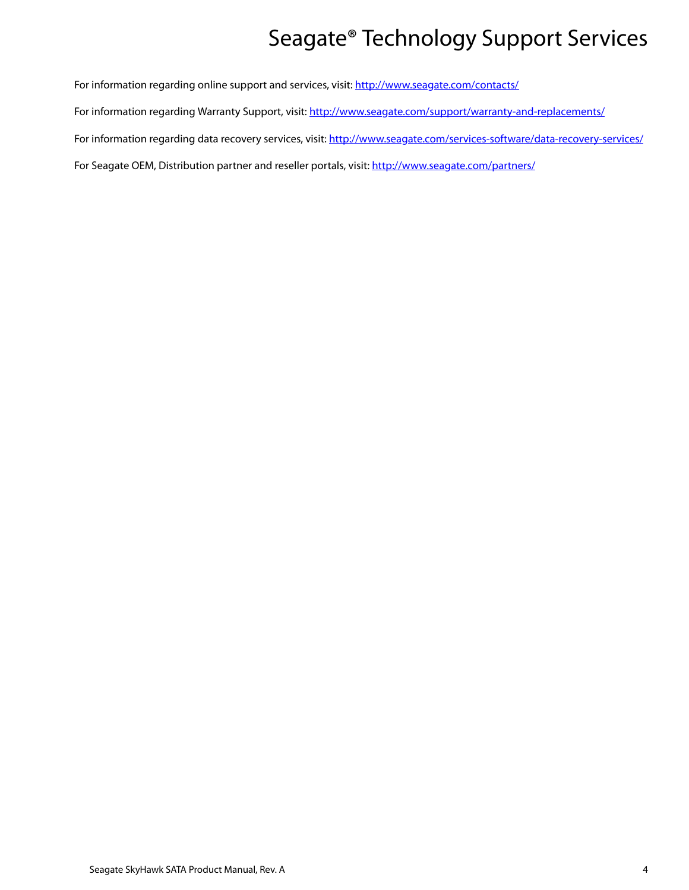# Seagate® Technology Support Services

For information regarding online support and services, visit: http://www.seagate.com/contacts/

For information regarding Warranty Support, visit: http://www.seagate.com/support/warranty-and-replacements/

For information regarding data recovery services, visit: http://www.seagate.com/services-software/data-recovery-services/

For Seagate OEM, Distribution partner and reseller portals, visit: http://www.seagate.com/partners/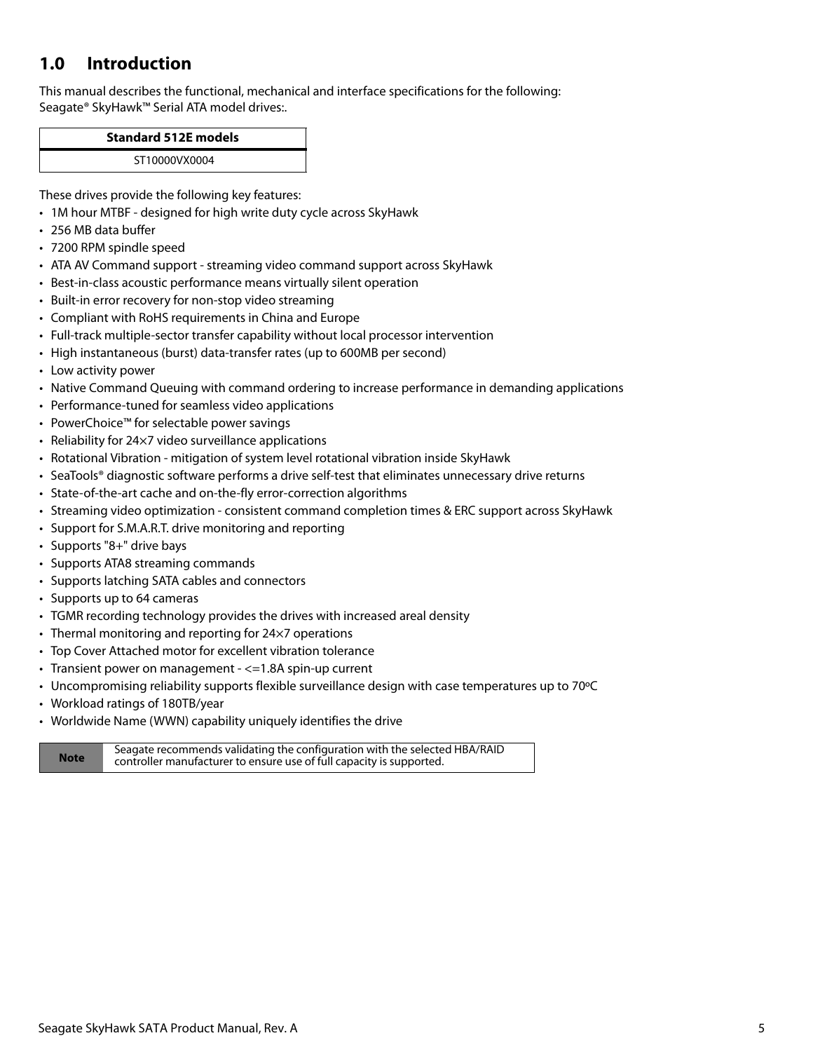# 1.0 Introduction

This manual describes the functional, mechanical and interface specifications for the following: Seagate® SkyHawk™ Serial ATA model drives:.

| Standard 512E models |
|---|
| ST10000VX0004 |

These drives provide the following key features:

- 1M hour MTBF - designed for high write duty cycle across SkyHawk
- 256 MB data buffer
- 7200 RPM spindle speed
- ATA AV Command support - streaming video command support across SkyHawk
- Best-in-class acoustic performance means virtually silent operation
- Built-in error recovery for non-stop video streaming
- Compliant with RoHS requirements in China and Europe
- Full-track multiple-sector transfer capability without local processor intervention
- High instantaneous (burst) data-transfer rates (up to 600MB per second)
- Low activity power
- Native Command Queuing with command ordering to increase performance in demanding applications
- Performance-tuned for seamless video applications
- PowerChoice™ for selectable power savings
- Reliability for 24×7 video surveillance applications
- Rotational Vibration - mitigation of system level rotational vibration inside SkyHawk
- SeaTools® diagnostic software performs a drive self-test that eliminates unnecessary drive returns
- State-of-the-art cache and on-the-fly error-correction algorithms
- Streaming video optimization - consistent command completion times & ERC support across SkyHawk
- Support for S.M.A.R.T. drive monitoring and reporting
- Supports "8+" drive bays
- Supports ATA8 streaming commands
- Supports latching SATA cables and connectors
- Supports up to 64 cameras
- TGMR recording technology provides the drives with increased areal density
- Thermal monitoring and reporting for 24×7 operations
- Top Cover Attached motor for excellent vibration tolerance
- Transient power on management - <=1.8A spin-up current
- Uncompromising reliability supports flexible surveillance design with case temperatures up to 70ºC
- Workload ratings of 180TB/year
- Worldwide Name (WWN) capability uniquely identifies the drive

| | |
|---|---|
| **Note** | Seagate recommends validating the configuration with the selected HBA/RAID controller manufacturer to ensure use of full capacity is supported. |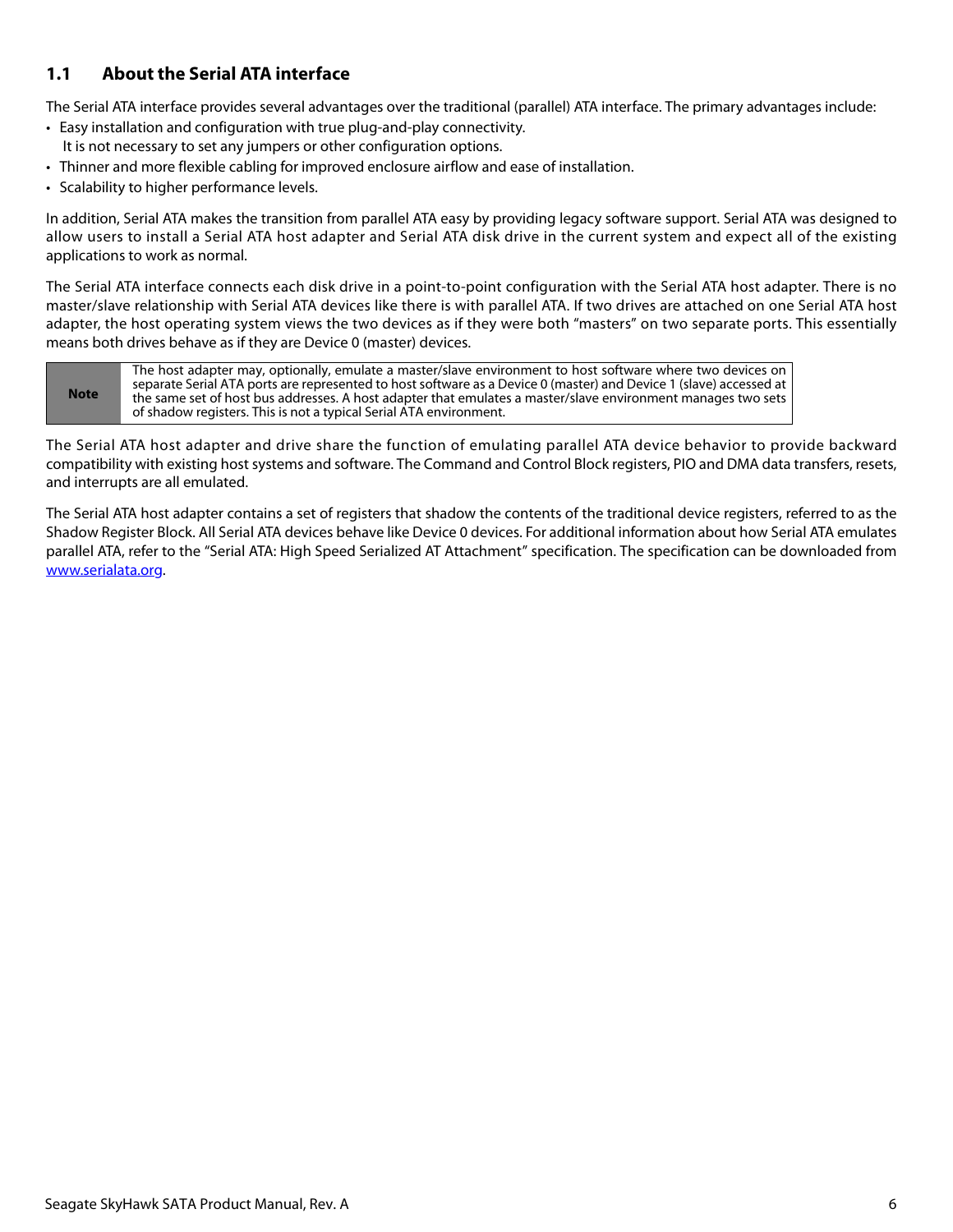## 1.1 About the Serial ATA interface

The Serial ATA interface provides several advantages over the traditional (parallel) ATA interface. The primary advantages include:

- Easy installation and configuration with true plug-and-play connectivity.
  It is not necessary to set any jumpers or other configuration options.
- Thinner and more flexible cabling for improved enclosure airflow and ease of installation.
- Scalability to higher performance levels.

In addition, Serial ATA makes the transition from parallel ATA easy by providing legacy software support. Serial ATA was designed to allow users to install a Serial ATA host adapter and Serial ATA disk drive in the current system and expect all of the existing applications to work as normal.

The Serial ATA interface connects each disk drive in a point-to-point configuration with the Serial ATA host adapter. There is no master/slave relationship with Serial ATA devices like there is with parallel ATA. If two drives are attached on one Serial ATA host adapter, the host operating system views the two devices as if they were both "masters" on two separate ports. This essentially means both drives behave as if they are Device 0 (master) devices.

| | |
|---|---|
| **Note** | The host adapter may, optionally, emulate a master/slave environment to host software where two devices on separate Serial ATA ports are represented to host software as a Device 0 (master) and Device 1 (slave) accessed at the same set of host bus addresses. A host adapter that emulates a master/slave environment manages two sets of shadow registers. This is not a typical Serial ATA environment. |

The Serial ATA host adapter and drive share the function of emulating parallel ATA device behavior to provide backward compatibility with existing host systems and software. The Command and Control Block registers, PIO and DMA data transfers, resets, and interrupts are all emulated.

The Serial ATA host adapter contains a set of registers that shadow the contents of the traditional device registers, referred to as the Shadow Register Block. All Serial ATA devices behave like Device 0 devices. For additional information about how Serial ATA emulates parallel ATA, refer to the "Serial ATA: High Speed Serialized AT Attachment" specification. The specification can be downloaded from www.serialata.org.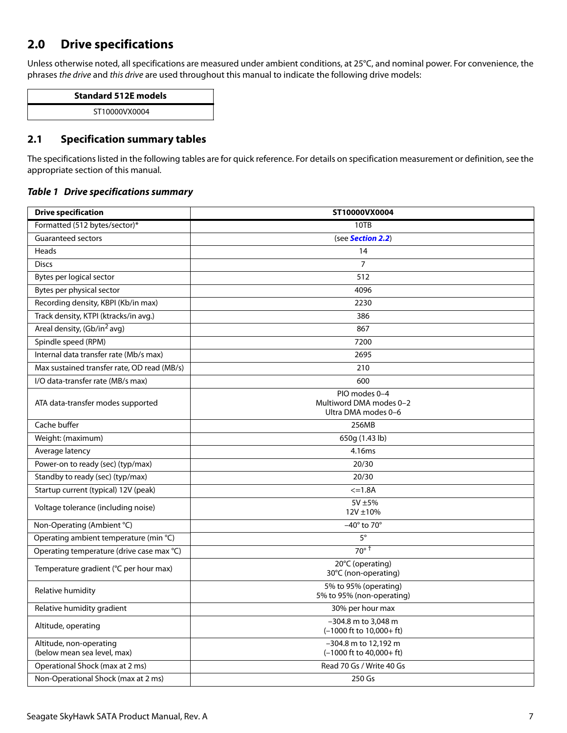## 2.0 Drive specifications

Unless otherwise noted, all specifications are measured under ambient conditions, at 25°C, and nominal power. For convenience, the phrases *the drive* and *this drive* are used throughout this manual to indicate the following drive models:

| **Standard 512E models** |
|---|
| ST10000VX0004 |

### 2.1 Specification summary tables

The specifications listed in the following tables are for quick reference. For details on specification measurement or definition, see the appropriate section of this manual.

***Table 1 Drive specifications summary***

| **Drive specification** | **ST10000VX0004** |
|---|---|
| Formatted (512 bytes/sector)* | 10TB |
| Guaranteed sectors | (see ***Section 2.2***) |
| Heads | 14 |
| Discs | 7 |
| Bytes per logical sector | 512 |
| Bytes per physical sector | 4096 |
| Recording density, KBPI (Kb/in max) | 2230 |
| Track density, KTPI (ktracks/in avg.) | 386 |
| Areal density, (Gb/in$^2$ avg) | 867 |
| Spindle speed (RPM) | 7200 |
| Internal data transfer rate (Mb/s max) | 2695 |
| Max sustained transfer rate, OD read (MB/s) | 210 |
| I/O data-transfer rate (MB/s max) | 600 |
| ATA data-transfer modes supported | PIO modes 0–4<br>Multiword DMA modes 0–2<br>Ultra DMA modes 0–6 |
| Cache buffer | 256MB |
| Weight: (maximum) | 650g (1.43 lb) |
| Average latency | 4.16ms |
| Power-on to ready (sec) (typ/max) | 20/30 |
| Standby to ready (sec) (typ/max) | 20/30 |
| Startup current (typical) 12V (peak) | <=1.8A |
| Voltage tolerance (including noise) | 5V ±5%<br>12V ±10% |
| Non-Operating (Ambient °C) | –40° to 70° |
| Operating ambient temperature (min °C) | 5° |
| Operating temperature (drive case max °C) | 70° † |
| Temperature gradient (°C per hour max) | 20°C (operating)<br>30°C (non-operating) |
| Relative humidity | 5% to 95% (operating)<br>5% to 95% (non-operating) |
| Relative humidity gradient | 30% per hour max |
| Altitude, operating | –304.8 m to 3,048 m<br>(–1000 ft to 10,000+ ft) |
| Altitude, non-operating<br>(below mean sea level, max) | –304.8 m to 12,192 m<br>(–1000 ft to 40,000+ ft) |
| Operational Shock (max at 2 ms) | Read 70 Gs / Write 40 Gs |
| Non-Operational Shock (max at 2 ms) | 250 Gs |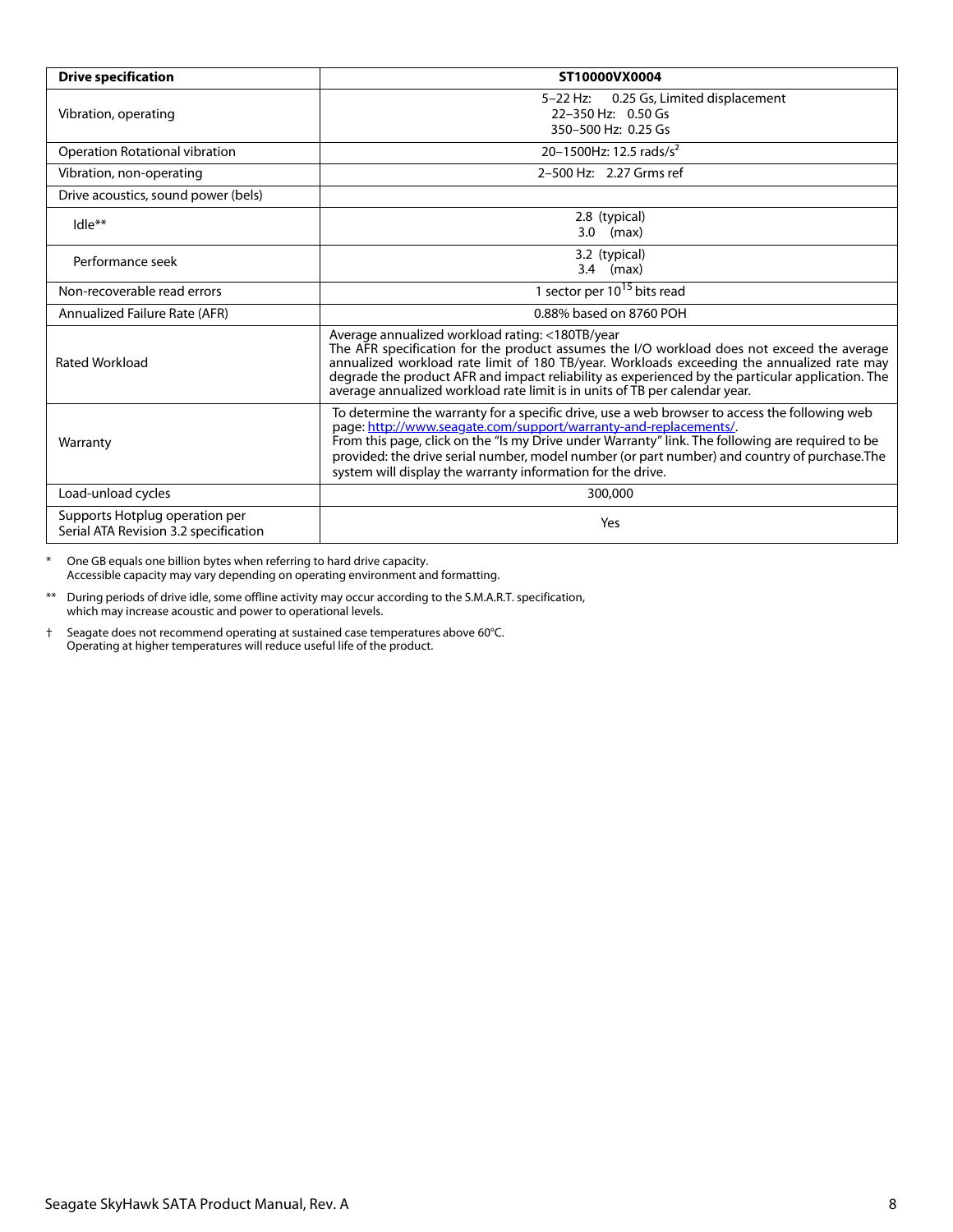| Drive specification | ST10000VX0004 |
|---|---|
| Vibration, operating | 5–22 Hz: 0.25 Gs, Limited displacement<br>22–350 Hz: 0.50 Gs<br>350–500 Hz: 0.25 Gs |
| Operation Rotational vibration | 20–1500Hz: 12.5 rads/$s^2$ |
| Vibration, non-operating | 2–500 Hz: 2.27 Grms ref |
| Drive acoustics, sound power (bels) | |
| Idle** | 2.8 (typical)<br>3.0 (max) |
| Performance seek | 3.2 (typical)<br>3.4 (max) |
| Non-recoverable read errors | 1 sector per $10^{15}$ bits read |
| Annualized Failure Rate (AFR) | 0.88% based on 8760 POH |
| Rated Workload | Average annualized workload rating: <180TB/year<br>The AFR specification for the product assumes the I/O workload does not exceed the average annualized workload rate limit of 180 TB/year. Workloads exceeding the annualized rate may degrade the product AFR and impact reliability as experienced by the particular application. The average annualized workload rate limit is in units of TB per calendar year. |
| Warranty | To determine the warranty for a specific drive, use a web browser to access the following web page: http://www.seagate.com/support/warranty-and-replacements/.<br>From this page, click on the "Is my Drive under Warranty" link. The following are required to be provided: the drive serial number, model number (or part number) and country of purchase.The system will display the warranty information for the drive. |
| Load-unload cycles | 300,000 |
| Supports Hotplug operation per Serial ATA Revision 3.2 specification | Yes |

\* One GB equals one billion bytes when referring to hard drive capacity.
Accessible capacity may vary depending on operating environment and formatting.

\*\* During periods of drive idle, some offline activity may occur according to the S.M.A.R.T. specification, which may increase acoustic and power to operational levels.

† Seagate does not recommend operating at sustained case temperatures above 60°C.
Operating at higher temperatures will reduce useful life of the product.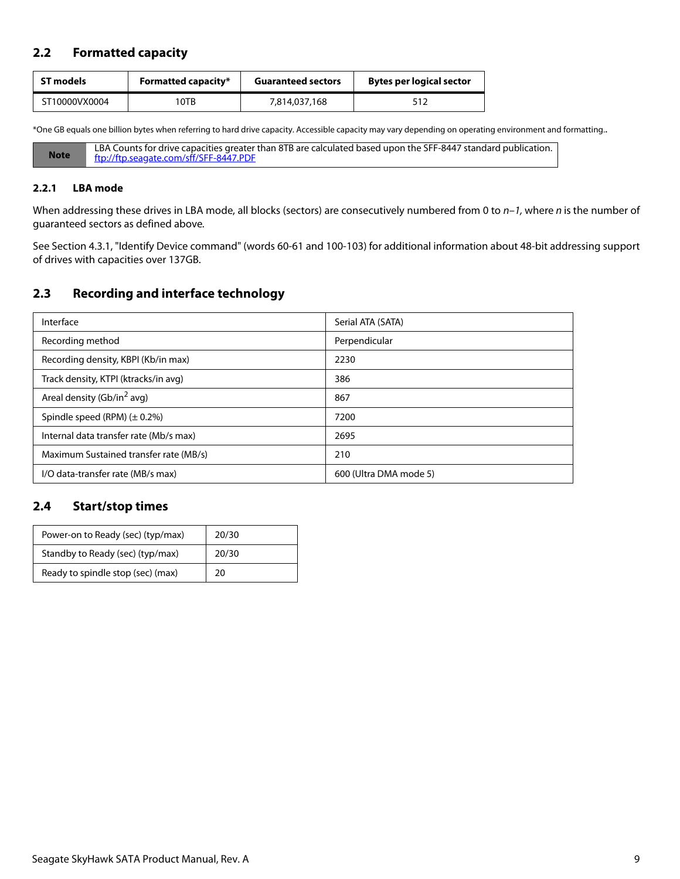## 2.2 Formatted capacity

| ST models | Formatted capacity* | Guaranteed sectors | Bytes per logical sector |
|---|---|---|---|
| ST10000VX0004 | 10TB | 7,814,037,168 | 512 |

*One GB equals one billion bytes when referring to hard drive capacity. Accessible capacity may vary depending on operating environment and formatting..

| | |
|---|---|
| **Note** | LBA Counts for drive capacities greater than 8TB are calculated based upon the SFF-8447 standard publication. ftp://ftp.seagate.com/sff/SFF-8447.PDF |

### 2.2.1 LBA mode

When addressing these drives in LBA mode, all blocks (sectors) are consecutively numbered from 0 to *n–1*, where *n* is the number of guaranteed sectors as defined above.

See Section 4.3.1, "Identify Device command" (words 60-61 and 100-103) for additional information about 48-bit addressing support of drives with capacities over 137GB.

## 2.3 Recording and interface technology

| | |
|---|---|
| Interface | Serial ATA (SATA) |
| Recording method | Perpendicular |
| Recording density, KBPI (Kb/in max) | 2230 |
| Track density, KTPI (ktracks/in avg) | 386 |
| Areal density (Gb/in$^2$ avg) | 867 |
| Spindle speed (RPM) (± 0.2%) | 7200 |
| Internal data transfer rate (Mb/s max) | 2695 |
| Maximum Sustained transfer rate (MB/s) | 210 |
| I/O data-transfer rate (MB/s max) | 600 (Ultra DMA mode 5) |

## 2.4 Start/stop times

| | |
|---|---|
| Power-on to Ready (sec) (typ/max) | 20/30 |
| Standby to Ready (sec) (typ/max) | 20/30 |
| Ready to spindle stop (sec) (max) | 20 |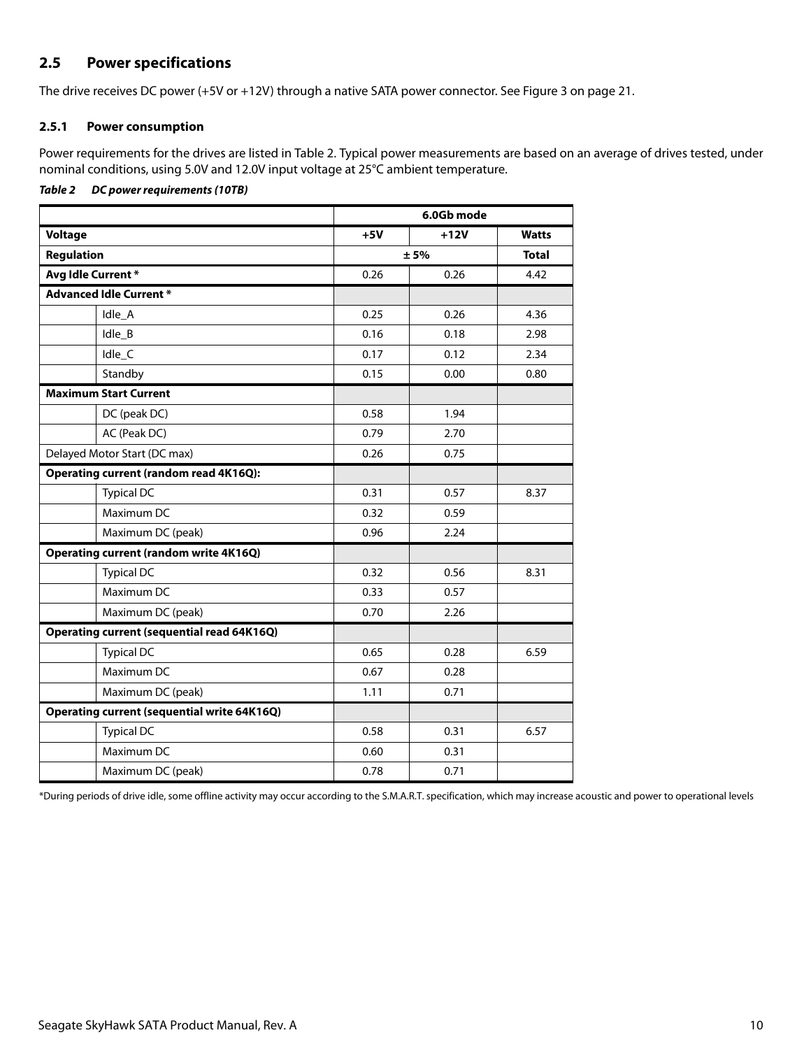## 2.5 Power specifications

The drive receives DC power (+5V or +12V) through a native SATA power connector. See Figure 3 on page 21.

### 2.5.1 Power consumption

Power requirements for the drives are listed in Table 2. Typical power measurements are based on an average of drives tested, under nominal conditions, using 5.0V and 12.0V input voltage at 25°C ambient temperature.

***Table 2 DC power requirements (10TB)***

| | | 6.0Gb mode | | |
|---|---|---|---|---|
| **Voltage** | | **+5V** | **+12V** | **Watts** |
| **Regulation** | | ± 5% | | **Total** |
| **Avg Idle Current *** | | 0.26 | 0.26 | 4.42 |
| **Advanced Idle Current *** | | | | |
| | Idle_A | 0.25 | 0.26 | 4.36 |
| | Idle_B | 0.16 | 0.18 | 2.98 |
| | Idle_C | 0.17 | 0.12 | 2.34 |
| | Standby | 0.15 | 0.00 | 0.80 |
| **Maximum Start Current** | | | | |
| | DC (peak DC) | 0.58 | 1.94 | |
| | AC (Peak DC) | 0.79 | 2.70 | |
| Delayed Motor Start (DC max) | | 0.26 | 0.75 | |
| **Operating current (random read 4K16Q):** | | | | |
| | Typical DC | 0.31 | 0.57 | 8.37 |
| | Maximum DC | 0.32 | 0.59 | |
| | Maximum DC (peak) | 0.96 | 2.24 | |
| **Operating current (random write 4K16Q)** | | | | |
| | Typical DC | 0.32 | 0.56 | 8.31 |
| | Maximum DC | 0.33 | 0.57 | |
| | Maximum DC (peak) | 0.70 | 2.26 | |
| **Operating current (sequential read 64K16Q)** | | | | |
| | Typical DC | 0.65 | 0.28 | 6.59 |
| | Maximum DC | 0.67 | 0.28 | |
| | Maximum DC (peak) | 1.11 | 0.71 | |
| **Operating current (sequential write 64K16Q)** | | | | |
| | Typical DC | 0.58 | 0.31 | 6.57 |
| | Maximum DC | 0.60 | 0.31 | |
| | Maximum DC (peak) | 0.78 | 0.71 | |

*During periods of drive idle, some offline activity may occur according to the S.M.A.R.T. specification, which may increase acoustic and power to operational levels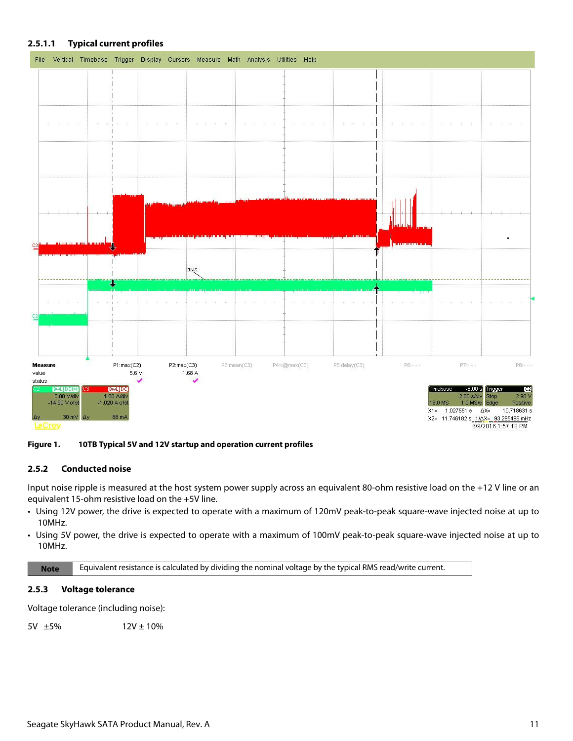#### 2.5.1.1 Typical current profiles

File Vertical Timebase Trigger Display Cursors Measure Math Analysis Utilities Help

max

Measure
value
status

P1:max(C2) 5.6 V
P2:max(C3) 1.68 A
P3:mean(C3)
P4:x@max(C3)
P5:delay(C3)
P6:- - -
P7:- - -
P8:- - -

C2 BwL DC1M 5.00 V/div -14.90 V ofst Δy 30 mV
C3 BwL DC 1.00 A/div -1.020 A ofst Δy 88 mA

LeCroy

Timebase -8.00 s 2.00 s/div 16.0 MS 1.0 MS/s
Trigger C2 Stop 2.90 V Edge Positive
X1= 1.027551 s ΔX= 10.718631 s
X2= 11.746182 s 1/ΔX= 93.295496 mHz
6/9/2016 1:57:18 PM

**Figure 1. 10TB Typical 5V and 12V startup and operation current profiles**

### 2.5.2 Conducted noise

Input noise ripple is measured at the host system power supply across an equivalent 80-ohm resistive load on the +12 V line or an equivalent 15-ohm resistive load on the +5V line.

- Using 12V power, the drive is expected to operate with a maximum of 120mV peak-to-peak square-wave injected noise at up to 10MHz.
- Using 5V power, the drive is expected to operate with a maximum of 100mV peak-to-peak square-wave injected noise at up to 10MHz.

| Note | Equivalent resistance is calculated by dividing the nominal voltage by the typical RMS read/write current. |
|---|---|

### 2.5.3 Voltage tolerance

Voltage tolerance (including noise):

5V ±5% 12V ± 10%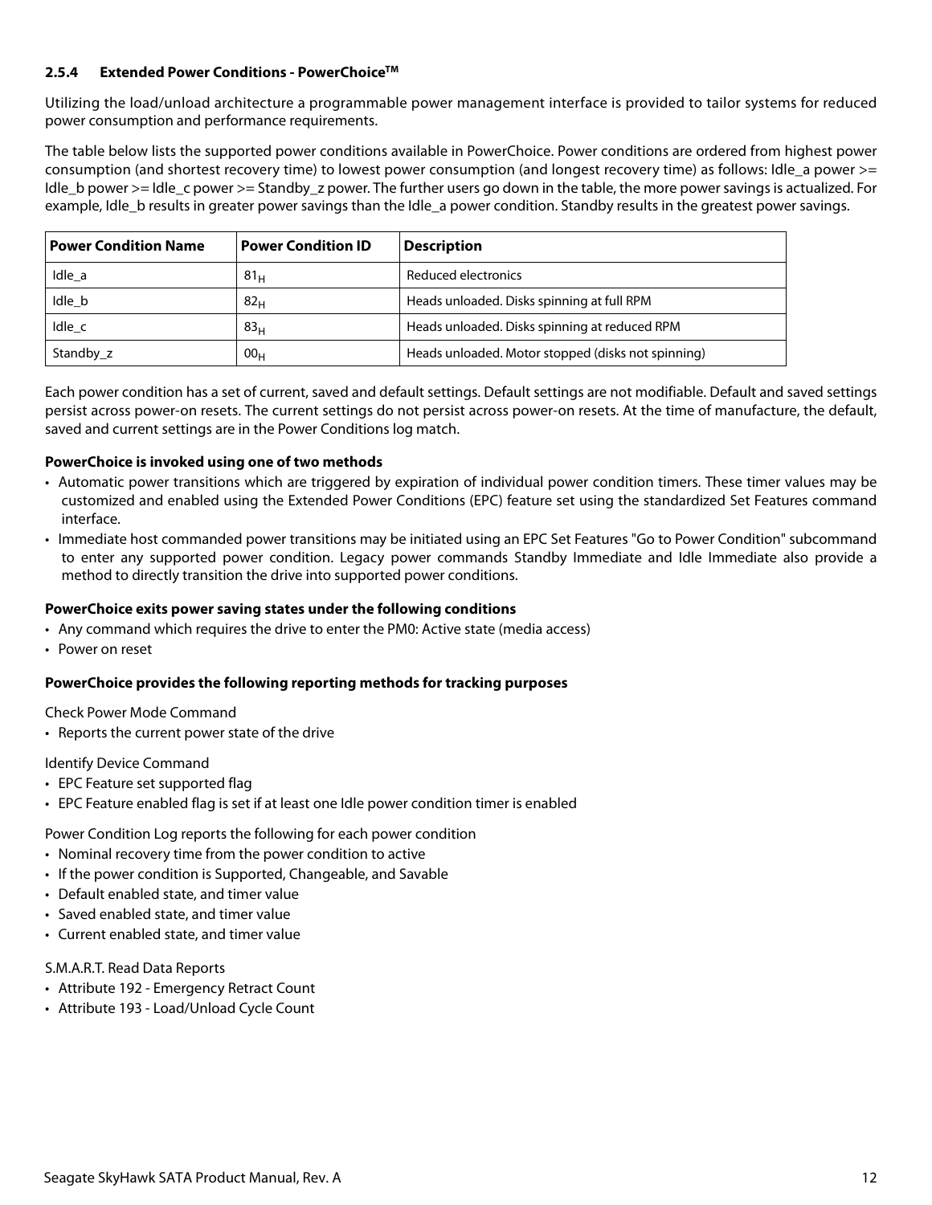### 2.5.4 Extended Power Conditions - PowerChoice™

Utilizing the load/unload architecture a programmable power management interface is provided to tailor systems for reduced power consumption and performance requirements.

The table below lists the supported power conditions available in PowerChoice. Power conditions are ordered from highest power consumption (and shortest recovery time) to lowest power consumption (and longest recovery time) as follows: Idle_a power >= Idle_b power >= Idle_c power >= Standby_z power. The further users go down in the table, the more power savings is actualized. For example, Idle_b results in greater power savings than the Idle_a power condition. Standby results in the greatest power savings.

| Power Condition Name | Power Condition ID | Description |
|---|---|---|
| Idle_a | $81_H$ | Reduced electronics |
| Idle_b | $82_H$ | Heads unloaded. Disks spinning at full RPM |
| Idle_c | $83_H$ | Heads unloaded. Disks spinning at reduced RPM |
| Standby_z | $00_H$ | Heads unloaded. Motor stopped (disks not spinning) |

Each power condition has a set of current, saved and default settings. Default settings are not modifiable. Default and saved settings persist across power-on resets. The current settings do not persist across power-on resets. At the time of manufacture, the default, saved and current settings are in the Power Conditions log match.

**PowerChoice is invoked using one of two methods**

- Automatic power transitions which are triggered by expiration of individual power condition timers. These timer values may be customized and enabled using the Extended Power Conditions (EPC) feature set using the standardized Set Features command interface.
- Immediate host commanded power transitions may be initiated using an EPC Set Features "Go to Power Condition" subcommand to enter any supported power condition. Legacy power commands Standby Immediate and Idle Immediate also provide a method to directly transition the drive into supported power conditions.

**PowerChoice exits power saving states under the following conditions**

- Any command which requires the drive to enter the PM0: Active state (media access)
- Power on reset

**PowerChoice provides the following reporting methods for tracking purposes**

Check Power Mode Command

- Reports the current power state of the drive

Identify Device Command

- EPC Feature set supported flag
- EPC Feature enabled flag is set if at least one Idle power condition timer is enabled

Power Condition Log reports the following for each power condition

- Nominal recovery time from the power condition to active
- If the power condition is Supported, Changeable, and Savable
- Default enabled state, and timer value
- Saved enabled state, and timer value
- Current enabled state, and timer value

S.M.A.R.T. Read Data Reports

- Attribute 192 - Emergency Retract Count
- Attribute 193 - Load/Unload Cycle Count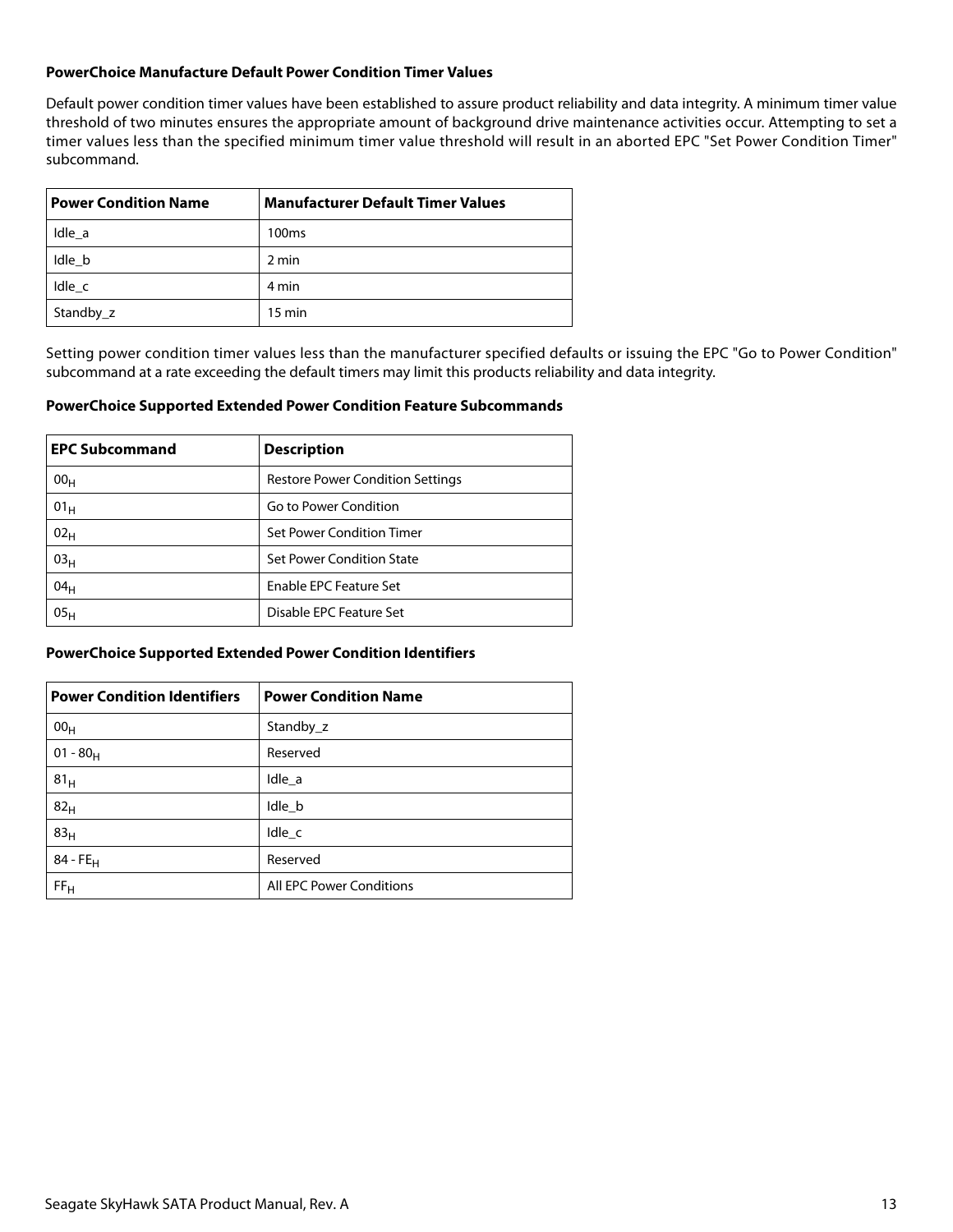**PowerChoice Manufacture Default Power Condition Timer Values**

Default power condition timer values have been established to assure product reliability and data integrity. A minimum timer value threshold of two minutes ensures the appropriate amount of background drive maintenance activities occur. Attempting to set a timer values less than the specified minimum timer value threshold will result in an aborted EPC "Set Power Condition Timer" subcommand.

| Power Condition Name | Manufacturer Default Timer Values |
|---|---|
| Idle_a | 100ms |
| Idle_b | 2 min |
| Idle_c | 4 min |
| Standby_z | 15 min |

Setting power condition timer values less than the manufacturer specified defaults or issuing the EPC "Go to Power Condition" subcommand at a rate exceeding the default timers may limit this products reliability and data integrity.

**PowerChoice Supported Extended Power Condition Feature Subcommands**

| EPC Subcommand | Description |
|---|---|
| $00_H$ | Restore Power Condition Settings |
| $01_H$ | Go to Power Condition |
| $02_H$ | Set Power Condition Timer |
| $03_H$ | Set Power Condition State |
| $04_H$ | Enable EPC Feature Set |
| $05_H$ | Disable EPC Feature Set |

**PowerChoice Supported Extended Power Condition Identifiers**

| Power Condition Identifiers | Power Condition Name |
|---|---|
| $00_H$ | Standby_z |
| $01 - 80_H$ | Reserved |
| $81_H$ | Idle_a |
| $82_H$ | Idle_b |
| $83_H$ | Idle_c |
| $84 - FE_H$ | Reserved |
| $FF_H$ | All EPC Power Conditions |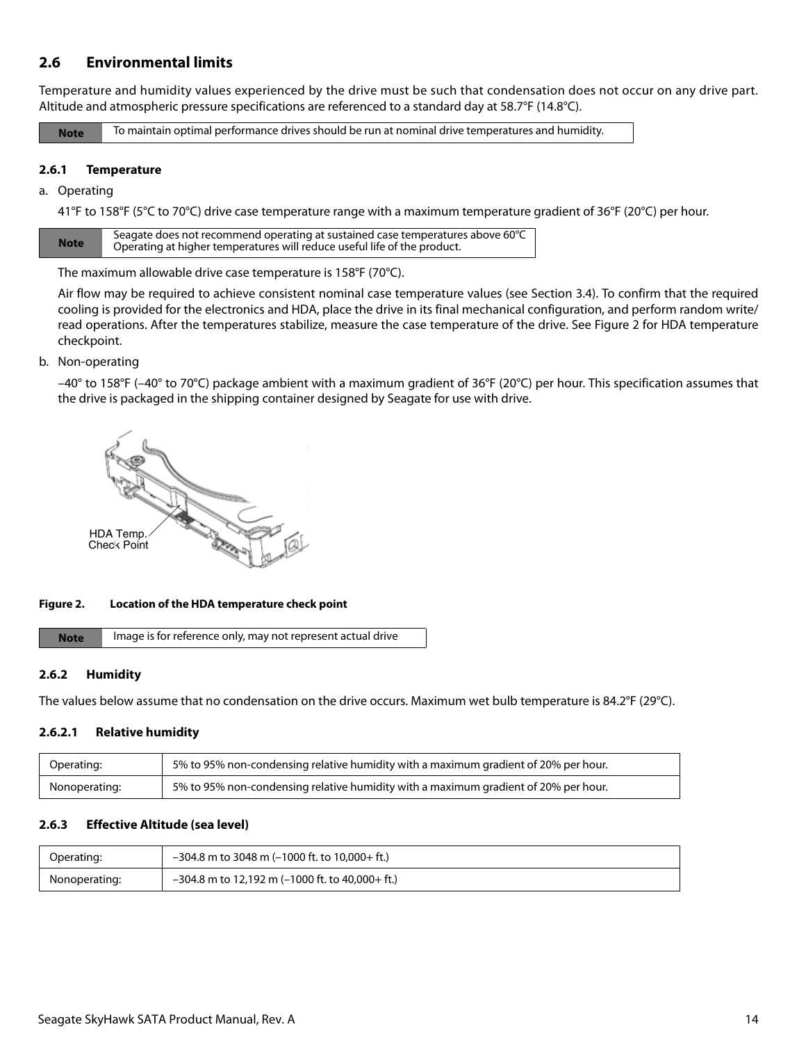## 2.6 Environmental limits

Temperature and humidity values experienced by the drive must be such that condensation does not occur on any drive part. Altitude and atmospheric pressure specifications are referenced to a standard day at 58.7°F (14.8°C).

| Note | To maintain optimal performance drives should be run at nominal drive temperatures and humidity. |
|---|---|

### 2.6.1 Temperature

a. Operating

41°F to 158°F (5°C to 70°C) drive case temperature range with a maximum temperature gradient of 36°F (20°C) per hour.

| Note | Seagate does not recommend operating at sustained case temperatures above 60°C Operating at higher temperatures will reduce useful life of the product. |
|---|---|

The maximum allowable drive case temperature is 158°F (70°C).

Air flow may be required to achieve consistent nominal case temperature values (see Section 3.4). To confirm that the required cooling is provided for the electronics and HDA, place the drive in its final mechanical configuration, and perform random write/read operations. After the temperatures stabilize, measure the case temperature of the drive. See Figure 2 for HDA temperature checkpoint.

b. Non-operating

–40° to 158°F (–40° to 70°C) package ambient with a maximum gradient of 36°F (20°C) per hour. This specification assumes that the drive is packaged in the shipping container designed by Seagate for use with drive.

HDA Temp. Check Point

**Figure 2. Location of the HDA temperature check point**

| Note | Image is for reference only, may not represent actual drive |
|---|---|

### 2.6.2 Humidity

The values below assume that no condensation on the drive occurs. Maximum wet bulb temperature is 84.2°F (29°C).

#### 2.6.2.1 Relative humidity

| Operating: | 5% to 95% non-condensing relative humidity with a maximum gradient of 20% per hour. |
|---|---|
| Nonoperating: | 5% to 95% non-condensing relative humidity with a maximum gradient of 20% per hour. |

### 2.6.3 Effective Altitude (sea level)

| Operating: | –304.8 m to 3048 m (–1000 ft. to 10,000+ ft.) |
|---|---|
| Nonoperating: | –304.8 m to 12,192 m (–1000 ft. to 40,000+ ft.) |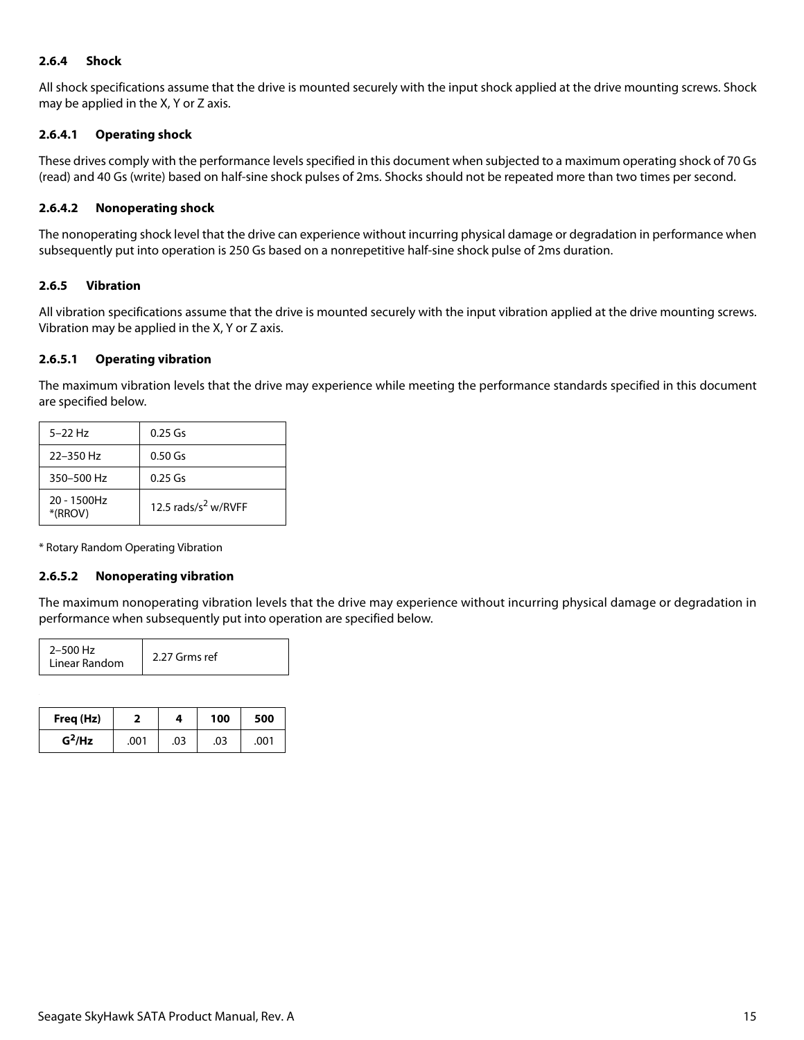### 2.6.4 Shock

All shock specifications assume that the drive is mounted securely with the input shock applied at the drive mounting screws. Shock may be applied in the X, Y or Z axis.

#### 2.6.4.1 Operating shock

These drives comply with the performance levels specified in this document when subjected to a maximum operating shock of 70 Gs (read) and 40 Gs (write) based on half-sine shock pulses of 2ms. Shocks should not be repeated more than two times per second.

#### 2.6.4.2 Nonoperating shock

The nonoperating shock level that the drive can experience without incurring physical damage or degradation in performance when subsequently put into operation is 250 Gs based on a nonrepetitive half-sine shock pulse of 2ms duration.

### 2.6.5 Vibration

All vibration specifications assume that the drive is mounted securely with the input vibration applied at the drive mounting screws. Vibration may be applied in the X, Y or Z axis.

#### 2.6.5.1 Operating vibration

The maximum vibration levels that the drive may experience while meeting the performance standards specified in this document are specified below.

| | |
|---|---|
| 5–22 Hz | 0.25 Gs |
| 22–350 Hz | 0.50 Gs |
| 350–500 Hz | 0.25 Gs |
| 20 - 1500Hz *(RROV) | 12.5 rads/$s^2$ w/RVFF |

* Rotary Random Operating Vibration

#### 2.6.5.2 Nonoperating vibration

The maximum nonoperating vibration levels that the drive may experience without incurring physical damage or degradation in performance when subsequently put into operation are specified below.

| | |
|---|---|
| 2–500 Hz Linear Random | 2.27 Grms ref |

| Freq (Hz) | 2 | 4 | 100 | 500 |
|---|---|---|---|---|
| $G^2$/Hz | .001 | .03 | .03 | .001 |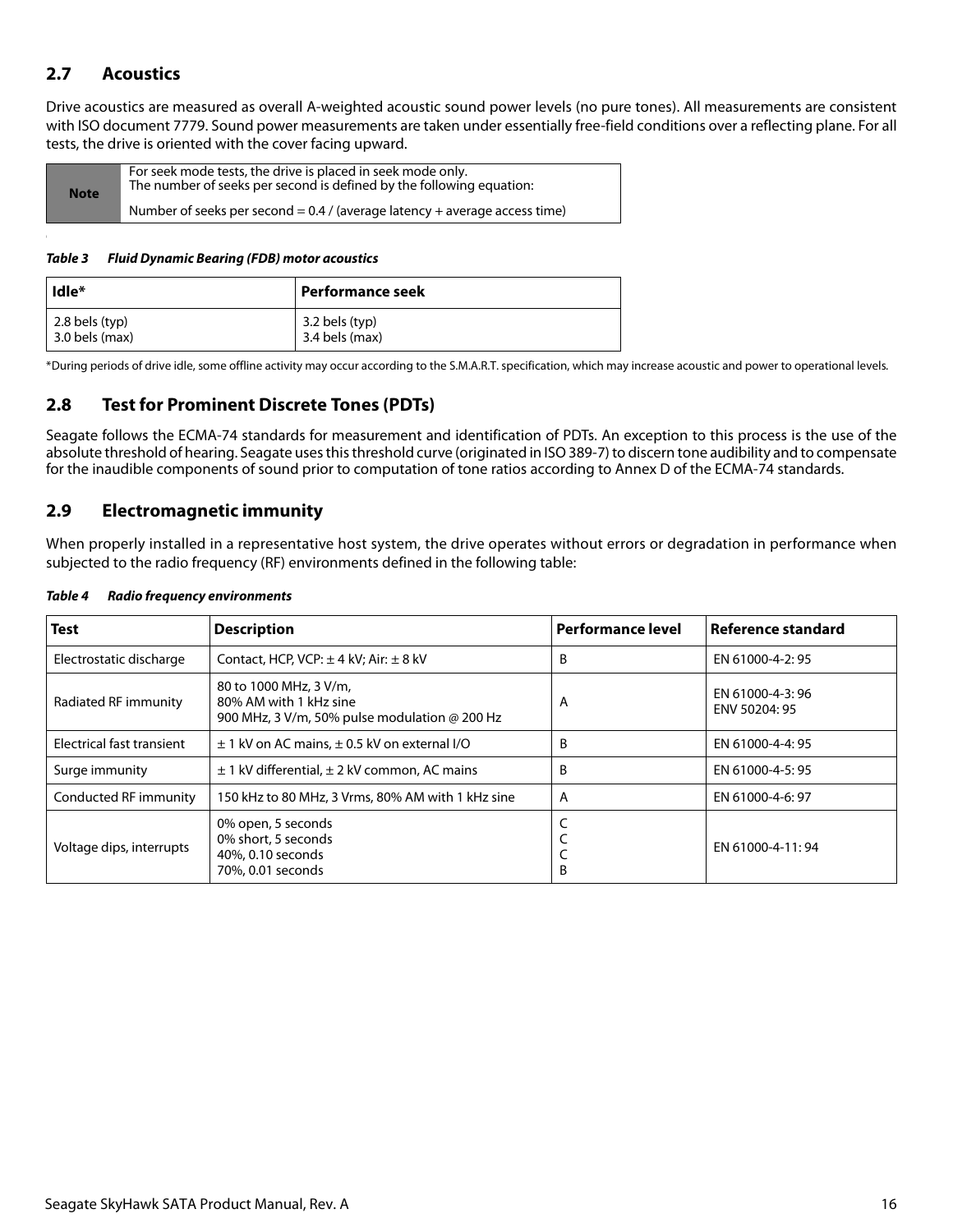## 2.7 Acoustics

Drive acoustics are measured as overall A-weighted acoustic sound power levels (no pure tones). All measurements are consistent with ISO document 7779. Sound power measurements are taken under essentially free-field conditions over a reflecting plane. For all tests, the drive is oriented with the cover facing upward.

| | |
|---|---|
| **Note** | For seek mode tests, the drive is placed in seek mode only. The number of seeks per second is defined by the following equation:<br><br>Number of seeks per second = 0.4 / (average latency + average access time) |

***Table 3 Fluid Dynamic Bearing (FDB) motor acoustics***

| Idle* | Performance seek |
|---|---|
| 2.8 bels (typ)<br>3.0 bels (max) | 3.2 bels (typ)<br>3.4 bels (max) |

*During periods of drive idle, some offline activity may occur according to the S.M.A.R.T. specification, which may increase acoustic and power to operational levels.

## 2.8 Test for Prominent Discrete Tones (PDTs)

Seagate follows the ECMA-74 standards for measurement and identification of PDTs. An exception to this process is the use of the absolute threshold of hearing. Seagate uses this threshold curve (originated in ISO 389-7) to discern tone audibility and to compensate for the inaudible components of sound prior to computation of tone ratios according to Annex D of the ECMA-74 standards.

## 2.9 Electromagnetic immunity

When properly installed in a representative host system, the drive operates without errors or degradation in performance when subjected to the radio frequency (RF) environments defined in the following table:

***Table 4 Radio frequency environments***

| Test | Description | Performance level | Reference standard |
|---|---|---|---|
| Electrostatic discharge | Contact, HCP, VCP: ± 4 kV; Air: ± 8 kV | B | EN 61000-4-2: 95 |
| Radiated RF immunity | 80 to 1000 MHz, 3 V/m,<br>80% AM with 1 kHz sine<br>900 MHz, 3 V/m, 50% pulse modulation @ 200 Hz | A | EN 61000-4-3: 96<br>ENV 50204: 95 |
| Electrical fast transient | ± 1 kV on AC mains, ± 0.5 kV on external I/O | B | EN 61000-4-4: 95 |
| Surge immunity | ± 1 kV differential, ± 2 kV common, AC mains | B | EN 61000-4-5: 95 |
| Conducted RF immunity | 150 kHz to 80 MHz, 3 Vrms, 80% AM with 1 kHz sine | A | EN 61000-4-6: 97 |
| Voltage dips, interrupts | 0% open, 5 seconds<br>0% short, 5 seconds<br>40%, 0.10 seconds<br>70%, 0.01 seconds | C<br>C<br>C<br>B | EN 61000-4-11: 94 |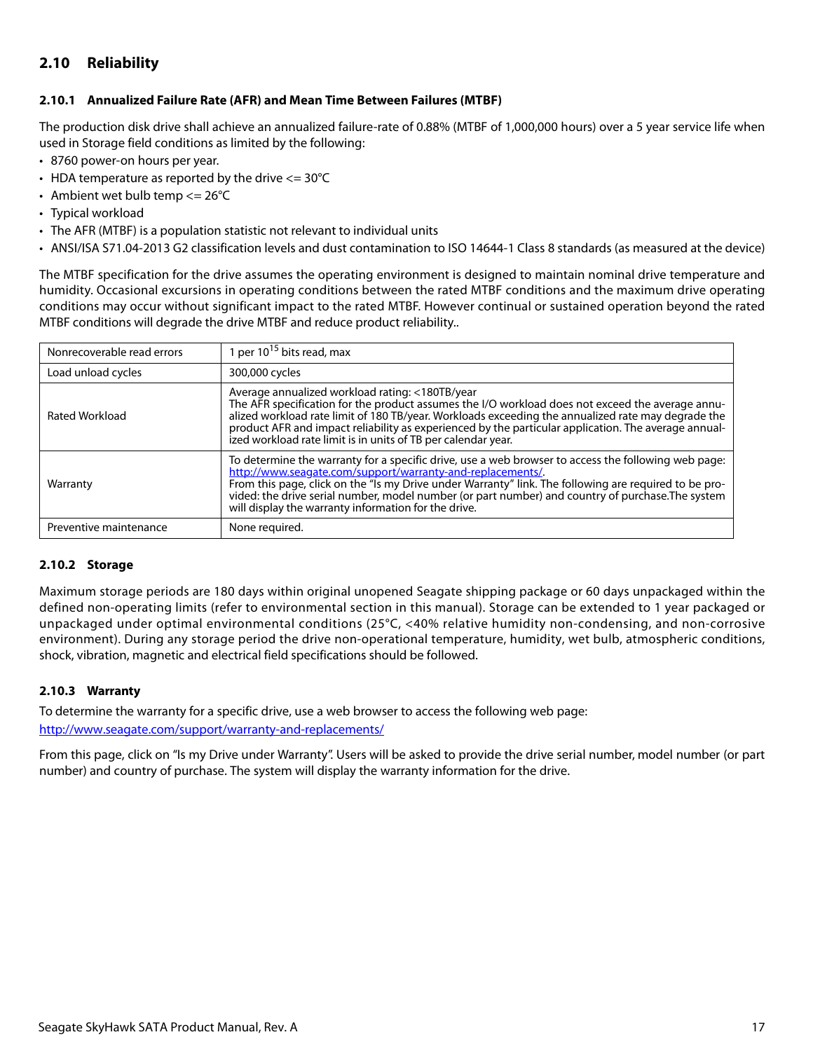## 2.10 Reliability

### 2.10.1 Annualized Failure Rate (AFR) and Mean Time Between Failures (MTBF)

The production disk drive shall achieve an annualized failure-rate of 0.88% (MTBF of 1,000,000 hours) over a 5 year service life when used in Storage field conditions as limited by the following:

- 8760 power-on hours per year.
- HDA temperature as reported by the drive <= 30°C
- Ambient wet bulb temp <= 26°C
- Typical workload
- The AFR (MTBF) is a population statistic not relevant to individual units
- ANSI/ISA S71.04-2013 G2 classification levels and dust contamination to ISO 14644-1 Class 8 standards (as measured at the device)

The MTBF specification for the drive assumes the operating environment is designed to maintain nominal drive temperature and humidity. Occasional excursions in operating conditions between the rated MTBF conditions and the maximum drive operating conditions may occur without significant impact to the rated MTBF. However continual or sustained operation beyond the rated MTBF conditions will degrade the drive MTBF and reduce product reliability..

| | |
|---|---|
| Nonrecoverable read errors | 1 per $10^{15}$ bits read, max |
| Load unload cycles | 300,000 cycles |
| Rated Workload | Average annualized workload rating: <180TB/year<br>The AFR specification for the product assumes the I/O workload does not exceed the average annualized workload rate limit of 180 TB/year. Workloads exceeding the annualized rate may degrade the product AFR and impact reliability as experienced by the particular application. The average annualized workload rate limit is in units of TB per calendar year. |
| Warranty | To determine the warranty for a specific drive, use a web browser to access the following web page: http://www.seagate.com/support/warranty-and-replacements/.<br>From this page, click on the "Is my Drive under Warranty" link. The following are required to be provided: the drive serial number, model number (or part number) and country of purchase.The system will display the warranty information for the drive. |
| Preventive maintenance | None required. |

### 2.10.2 Storage

Maximum storage periods are 180 days within original unopened Seagate shipping package or 60 days unpackaged within the defined non-operating limits (refer to environmental section in this manual). Storage can be extended to 1 year packaged or unpackaged under optimal environmental conditions (25°C, <40% relative humidity non-condensing, and non-corrosive environment). During any storage period the drive non-operational temperature, humidity, wet bulb, atmospheric conditions, shock, vibration, magnetic and electrical field specifications should be followed.

### 2.10.3 Warranty

To determine the warranty for a specific drive, use a web browser to access the following web page:
http://www.seagate.com/support/warranty-and-replacements/

From this page, click on "Is my Drive under Warranty". Users will be asked to provide the drive serial number, model number (or part number) and country of purchase. The system will display the warranty information for the drive.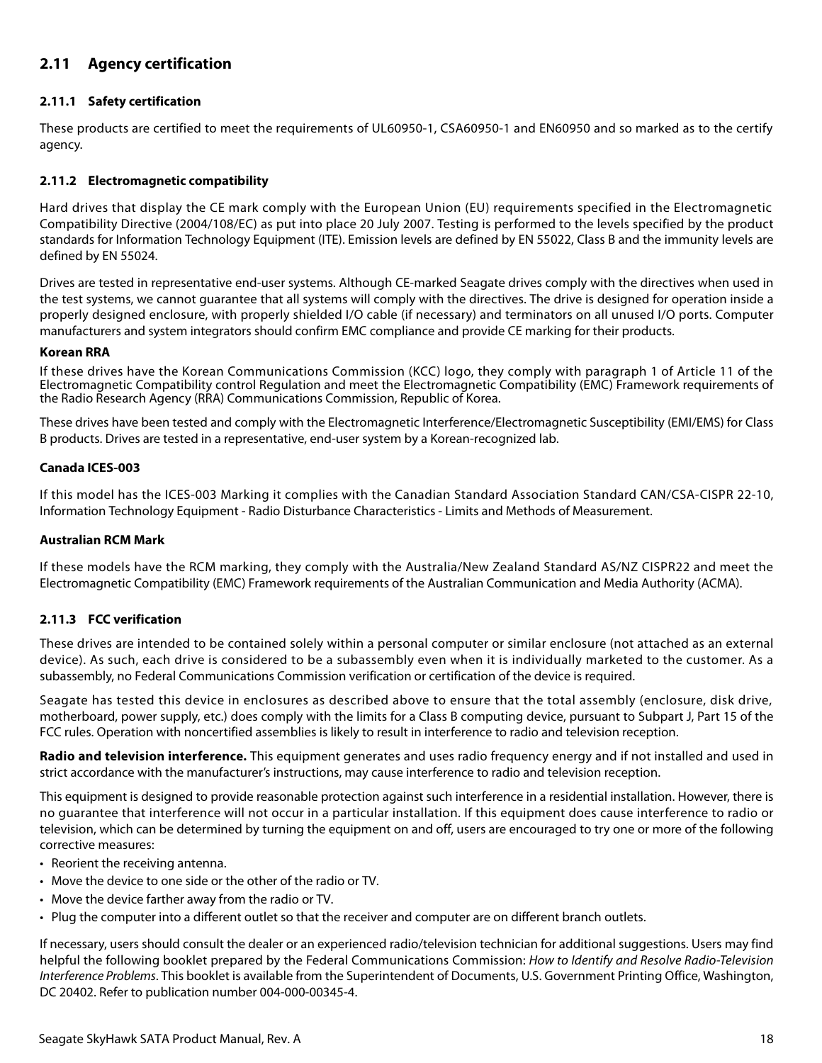## 2.11 Agency certification

### 2.11.1 Safety certification

These products are certified to meet the requirements of UL60950-1, CSA60950-1 and EN60950 and so marked as to the certify agency.

### 2.11.2 Electromagnetic compatibility

Hard drives that display the CE mark comply with the European Union (EU) requirements specified in the Electromagnetic Compatibility Directive (2004/108/EC) as put into place 20 July 2007. Testing is performed to the levels specified by the product standards for Information Technology Equipment (ITE). Emission levels are defined by EN 55022, Class B and the immunity levels are defined by EN 55024.

Drives are tested in representative end-user systems. Although CE-marked Seagate drives comply with the directives when used in the test systems, we cannot guarantee that all systems will comply with the directives. The drive is designed for operation inside a properly designed enclosure, with properly shielded I/O cable (if necessary) and terminators on all unused I/O ports. Computer manufacturers and system integrators should confirm EMC compliance and provide CE marking for their products.

**Korean RRA**

If these drives have the Korean Communications Commission (KCC) logo, they comply with paragraph 1 of Article 11 of the Electromagnetic Compatibility control Regulation and meet the Electromagnetic Compatibility (EMC) Framework requirements of the Radio Research Agency (RRA) Communications Commission, Republic of Korea.

These drives have been tested and comply with the Electromagnetic Interference/Electromagnetic Susceptibility (EMI/EMS) for Class B products. Drives are tested in a representative, end-user system by a Korean-recognized lab.

**Canada ICES-003**

If this model has the ICES-003 Marking it complies with the Canadian Standard Association Standard CAN/CSA-CISPR 22-10, Information Technology Equipment - Radio Disturbance Characteristics - Limits and Methods of Measurement.

**Australian RCM Mark**

If these models have the RCM marking, they comply with the Australia/New Zealand Standard AS/NZ CISPR22 and meet the Electromagnetic Compatibility (EMC) Framework requirements of the Australian Communication and Media Authority (ACMA).

### 2.11.3 FCC verification

These drives are intended to be contained solely within a personal computer or similar enclosure (not attached as an external device). As such, each drive is considered to be a subassembly even when it is individually marketed to the customer. As a subassembly, no Federal Communications Commission verification or certification of the device is required.

Seagate has tested this device in enclosures as described above to ensure that the total assembly (enclosure, disk drive, motherboard, power supply, etc.) does comply with the limits for a Class B computing device, pursuant to Subpart J, Part 15 of the FCC rules. Operation with noncertified assemblies is likely to result in interference to radio and television reception.

**Radio and television interference.** This equipment generates and uses radio frequency energy and if not installed and used in strict accordance with the manufacturer's instructions, may cause interference to radio and television reception.

This equipment is designed to provide reasonable protection against such interference in a residential installation. However, there is no guarantee that interference will not occur in a particular installation. If this equipment does cause interference to radio or television, which can be determined by turning the equipment on and off, users are encouraged to try one or more of the following corrective measures:

- Reorient the receiving antenna.
- Move the device to one side or the other of the radio or TV.
- Move the device farther away from the radio or TV.
- Plug the computer into a different outlet so that the receiver and computer are on different branch outlets.

If necessary, users should consult the dealer or an experienced radio/television technician for additional suggestions. Users may find helpful the following booklet prepared by the Federal Communications Commission: *How to Identify and Resolve Radio-Television Interference Problems*. This booklet is available from the Superintendent of Documents, U.S. Government Printing Office, Washington, DC 20402. Refer to publication number 004-000-00345-4.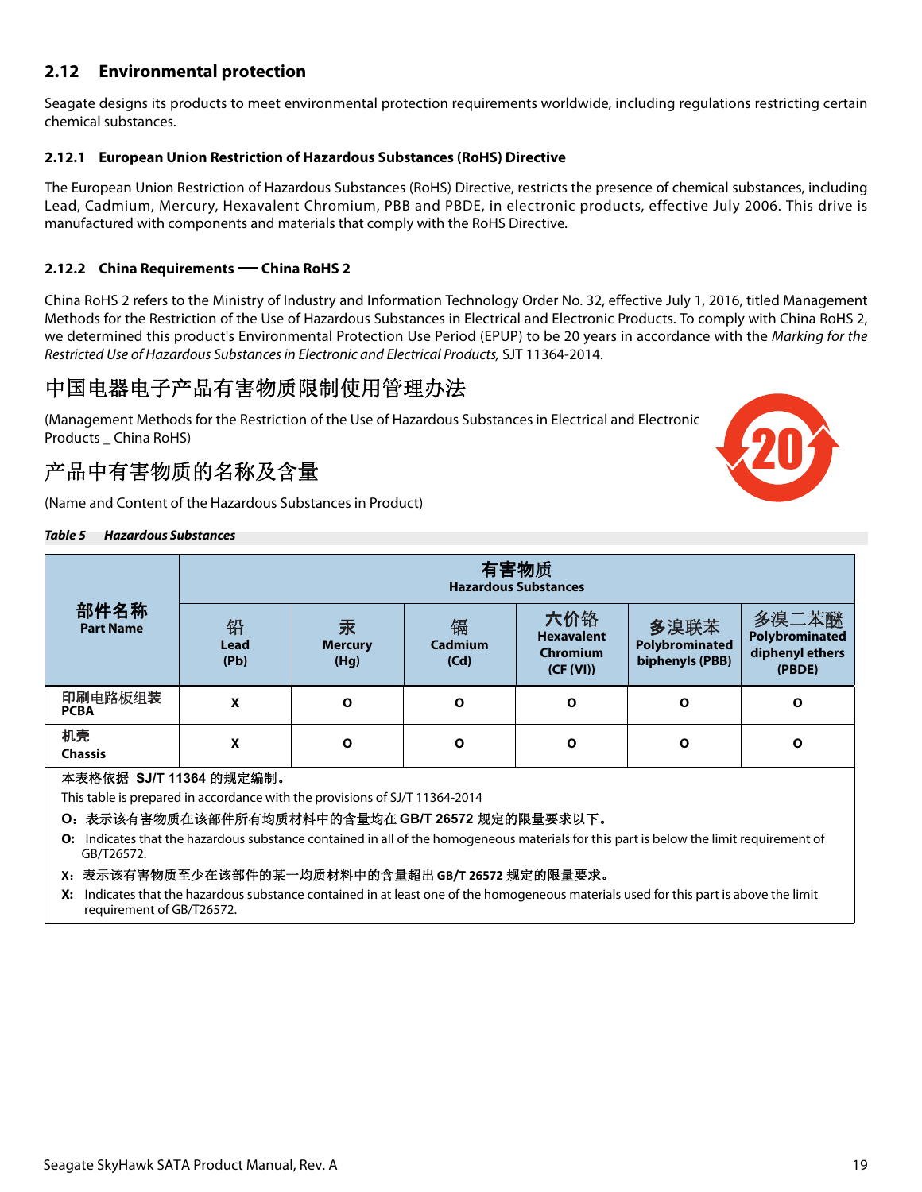## 2.12 Environmental protection

Seagate designs its products to meet environmental protection requirements worldwide, including regulations restricting certain chemical substances.

### 2.12.1 European Union Restriction of Hazardous Substances (RoHS) Directive

The European Union Restriction of Hazardous Substances (RoHS) Directive, restricts the presence of chemical substances, including Lead, Cadmium, Mercury, Hexavalent Chromium, PBB and PBDE, in electronic products, effective July 2006. This drive is manufactured with components and materials that comply with the RoHS Directive.

### 2.12.2 China Requirements — China RoHS 2

China RoHS 2 refers to the Ministry of Industry and Information Technology Order No. 32, effective July 1, 2016, titled Management Methods for the Restriction of the Use of Hazardous Substances in Electrical and Electronic Products. To comply with China RoHS 2, we determined this product's Environmental Protection Use Period (EPUP) to be 20 years in accordance with the *Marking for the Restricted Use of Hazardous Substances in Electronic and Electrical Products,* SJT 11364-2014.

# 中国电器电子产品有害物质限制使用管理办法

(Management Methods for the Restriction of the Use of Hazardous Substances in Electrical and Electronic Products _ China RoHS)

# 产品中有害物质的名称及含量

(Name and Content of the Hazardous Substances in Product)

***Table 5 Hazardous Substances***

| 部件名称 Part Name | 有害物质 Hazardous Substances | | | | | |
|---|---|---|---|---|---|---|
| | 铅 Lead (Pb) | 汞 Mercury (Hg) | 镉 Cadmium (Cd) | 六价铬 Hexavalent Chromium (CF (VI)) | 多溴联苯 Polybrominated biphenyls (PBB) | 多溴二苯醚 Polybrominated diphenyl ethers (PBDE) |
| 印刷电路板组装 PCBA | X | O | O | O | O | O |
| 机壳 Chassis | X | O | O | O | O | O |

本表格依据 SJ/T 11364 的规定编制。

This table is prepared in accordance with the provisions of SJ/T 11364-2014

O：表示该有害物质在该部件所有均质材料中的含量均在 GB/T 26572 规定的限量要求以下。

**O:** Indicates that the hazardous substance contained in all of the homogeneous materials for this part is below the limit requirement of GB/T26572.

X：表示该有害物质至少在该部件的某一均质材料中的含量超出 GB/T 26572 规定的限量要求。

**X:** Indicates that the hazardous substance contained in at least one of the homogeneous materials used for this part is above the limit requirement of GB/T26572.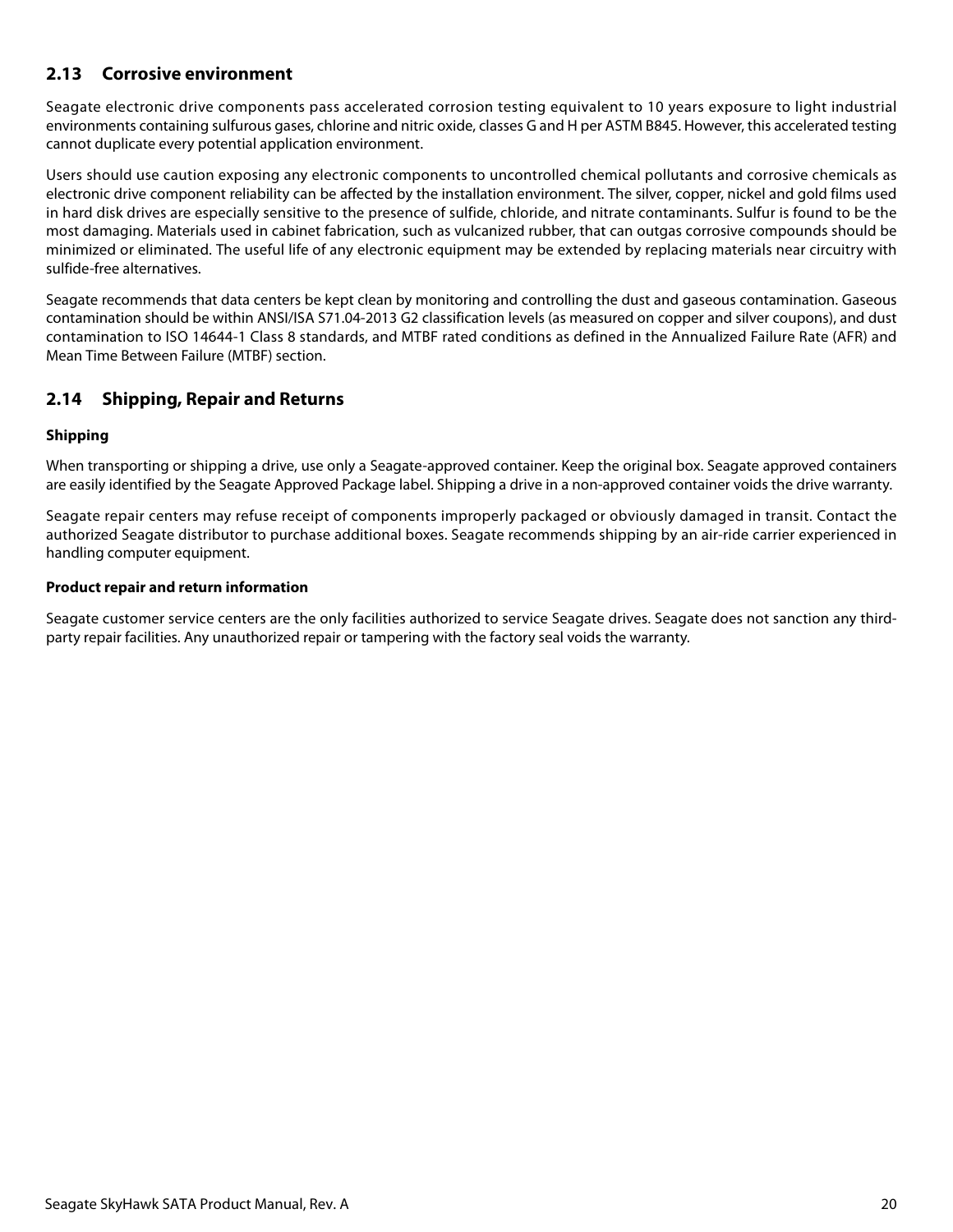## 2.13 Corrosive environment

Seagate electronic drive components pass accelerated corrosion testing equivalent to 10 years exposure to light industrial environments containing sulfurous gases, chlorine and nitric oxide, classes G and H per ASTM B845. However, this accelerated testing cannot duplicate every potential application environment.

Users should use caution exposing any electronic components to uncontrolled chemical pollutants and corrosive chemicals as electronic drive component reliability can be affected by the installation environment. The silver, copper, nickel and gold films used in hard disk drives are especially sensitive to the presence of sulfide, chloride, and nitrate contaminants. Sulfur is found to be the most damaging. Materials used in cabinet fabrication, such as vulcanized rubber, that can outgas corrosive compounds should be minimized or eliminated. The useful life of any electronic equipment may be extended by replacing materials near circuitry with sulfide-free alternatives.

Seagate recommends that data centers be kept clean by monitoring and controlling the dust and gaseous contamination. Gaseous contamination should be within ANSI/ISA S71.04-2013 G2 classification levels (as measured on copper and silver coupons), and dust contamination to ISO 14644-1 Class 8 standards, and MTBF rated conditions as defined in the Annualized Failure Rate (AFR) and Mean Time Between Failure (MTBF) section.

## 2.14 Shipping, Repair and Returns

**Shipping**

When transporting or shipping a drive, use only a Seagate-approved container. Keep the original box. Seagate approved containers are easily identified by the Seagate Approved Package label. Shipping a drive in a non-approved container voids the drive warranty.

Seagate repair centers may refuse receipt of components improperly packaged or obviously damaged in transit. Contact the authorized Seagate distributor to purchase additional boxes. Seagate recommends shipping by an air-ride carrier experienced in handling computer equipment.

**Product repair and return information**

Seagate customer service centers are the only facilities authorized to service Seagate drives. Seagate does not sanction any third-party repair facilities. Any unauthorized repair or tampering with the factory seal voids the warranty.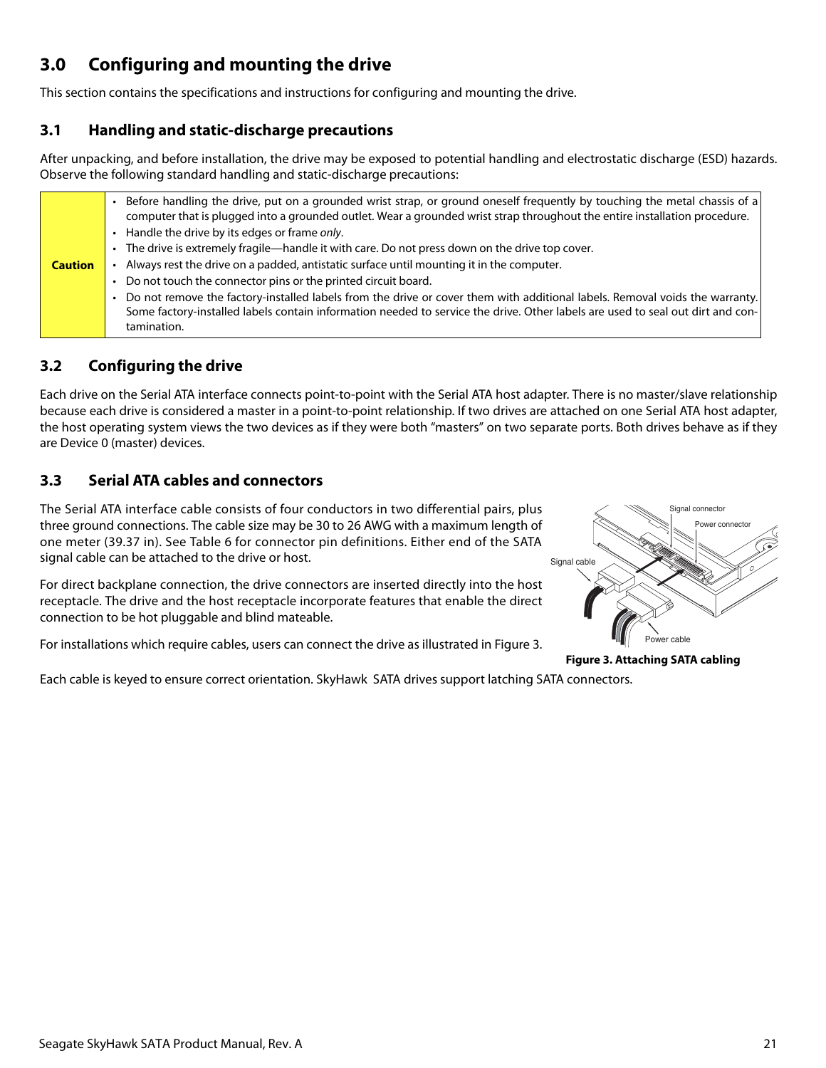# 3.0 Configuring and mounting the drive

This section contains the specifications and instructions for configuring and mounting the drive.

## 3.1 Handling and static-discharge precautions

After unpacking, and before installation, the drive may be exposed to potential handling and electrostatic discharge (ESD) hazards. Observe the following standard handling and static-discharge precautions:

| | |
|---|---|
| **Caution** | • Before handling the drive, put on a grounded wrist strap, or ground oneself frequently by touching the metal chassis of a computer that is plugged into a grounded outlet. Wear a grounded wrist strap throughout the entire installation procedure.<br>• Handle the drive by its edges or frame *only*.<br>• The drive is extremely fragile—handle it with care. Do not press down on the drive top cover.<br>• Always rest the drive on a padded, antistatic surface until mounting it in the computer.<br>• Do not touch the connector pins or the printed circuit board.<br>• Do not remove the factory-installed labels from the drive or cover them with additional labels. Removal voids the warranty. Some factory-installed labels contain information needed to service the drive. Other labels are used to seal out dirt and contamination. |

## 3.2 Configuring the drive

Each drive on the Serial ATA interface connects point-to-point with the Serial ATA host adapter. There is no master/slave relationship because each drive is considered a master in a point-to-point relationship. If two drives are attached on one Serial ATA host adapter, the host operating system views the two devices as if they were both "masters" on two separate ports. Both drives behave as if they are Device 0 (master) devices.

## 3.3 Serial ATA cables and connectors

The Serial ATA interface cable consists of four conductors in two differential pairs, plus three ground connections. The cable size may be 30 to 26 AWG with a maximum length of one meter (39.37 in). See Table 6 for connector pin definitions. Either end of the SATA signal cable can be attached to the drive or host.

For direct backplane connection, the drive connectors are inserted directly into the host receptacle. The drive and the host receptacle incorporate features that enable the direct connection to be hot pluggable and blind mateable.

For installations which require cables, users can connect the drive as illustrated in Figure 3.

**Figure 3. Attaching SATA cabling**

Each cable is keyed to ensure correct orientation. SkyHawk SATA drives support latching SATA connectors.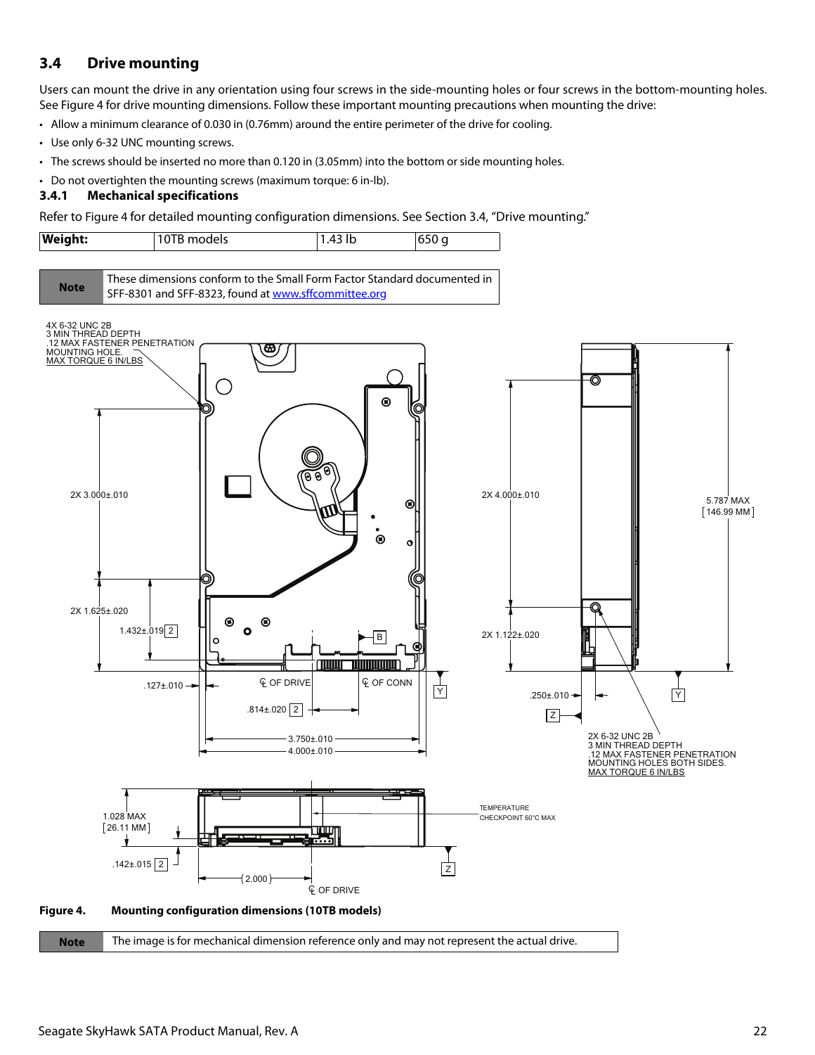## 3.4 Drive mounting

Users can mount the drive in any orientation using four screws in the side-mounting holes or four screws in the bottom-mounting holes. See Figure 4 for drive mounting dimensions. Follow these important mounting precautions when mounting the drive:

- Allow a minimum clearance of 0.030 in (0.76mm) around the entire perimeter of the drive for cooling.
- Use only 6-32 UNC mounting screws.
- The screws should be inserted no more than 0.120 in (3.05mm) into the bottom or side mounting holes.
- Do not overtighten the mounting screws (maximum torque: 6 in-lb).

### 3.4.1 Mechanical specifications

Refer to Figure 4 for detailed mounting configuration dimensions. See Section 3.4, "Drive mounting."

| | | | |
|---|---|---|---|
| **Weight:** | 10TB models | 1.43 lb | 650 g |

| | |
|---|---|
| **Note** | These dimensions conform to the Small Form Factor Standard documented in SFF-8301 and SFF-8323, found at www.sffcommittee.org |

4X 6-32 UNC 2B
3 MIN THREAD DEPTH
.12 MAX FASTENER PENETRATION
MOUNTING HOLE.
MAX TORQUE 6 IN/LBS

2X 3.000±.010
2X 1.625±.020
1.432±.019 2
.127±.010
℄ OF DRIVE
℄ OF CONN
B
Y
.814±.020 2
3.750±.010
4.000±.010

2X 4.000±.010
5.787 MAX [146.99 MM]
2X 1.122±.020
.250±.010
Y
Z

2X 6-32 UNC 2B
3 MIN THREAD DEPTH
.12 MAX FASTENER PENETRATION
MOUNTING HOLES BOTH SIDES.
MAX TORQUE 6 IN/LBS

1.028 MAX [26.11 MM]
.142±.015 2
2.000
℄ OF DRIVE
Z
TEMPERATURE CHECKPOINT 60°C MAX

**Figure 4. Mounting configuration dimensions (10TB models)**

| | |
|---|---|
| **Note** | The image is for mechanical dimension reference only and may not represent the actual drive. |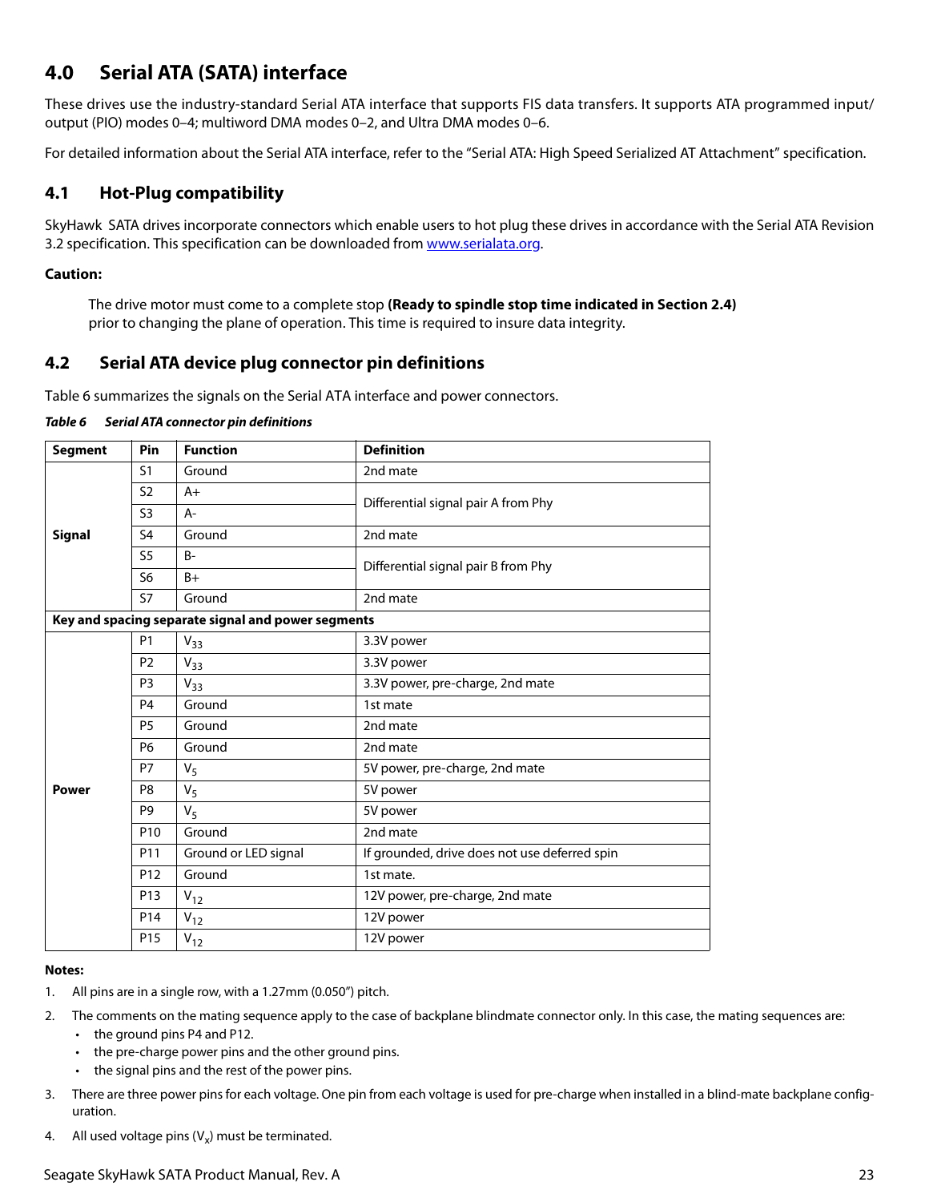## 4.0 Serial ATA (SATA) interface

These drives use the industry-standard Serial ATA interface that supports FIS data transfers. It supports ATA programmed input/output (PIO) modes 0–4; multiword DMA modes 0–2, and Ultra DMA modes 0–6.

For detailed information about the Serial ATA interface, refer to the "Serial ATA: High Speed Serialized AT Attachment" specification.

### 4.1 Hot-Plug compatibility

SkyHawk SATA drives incorporate connectors which enable users to hot plug these drives in accordance with the Serial ATA Revision 3.2 specification. This specification can be downloaded from www.serialata.org.

**Caution:**

The drive motor must come to a complete stop **(Ready to spindle stop time indicated in Section 2.4)** prior to changing the plane of operation. This time is required to insure data integrity.

### 4.2 Serial ATA device plug connector pin definitions

Table 6 summarizes the signals on the Serial ATA interface and power connectors.

***Table 6 Serial ATA connector pin definitions***

| Segment | Pin | Function | Definition |
|---|---|---|---|
| **Signal** | S1 | Ground | 2nd mate |
| | S2 | A+ | Differential signal pair A from Phy |
| | S3 | A- | |
| | S4 | Ground | 2nd mate |
| | S5 | B- | Differential signal pair B from Phy |
| | S6 | B+ | |
| | S7 | Ground | 2nd mate |
| **Key and spacing separate signal and power segments** | | | |
| **Power** | P1 | $V_{33}$ | 3.3V power |
| | P2 | $V_{33}$ | 3.3V power |
| | P3 | $V_{33}$ | 3.3V power, pre-charge, 2nd mate |
| | P4 | Ground | 1st mate |
| | P5 | Ground | 2nd mate |
| | P6 | Ground | 2nd mate |
| | P7 | $V_5$ | 5V power, pre-charge, 2nd mate |
| | P8 | $V_5$ | 5V power |
| | P9 | $V_5$ | 5V power |
| | P10 | Ground | 2nd mate |
| | P11 | Ground or LED signal | If grounded, drive does not use deferred spin |
| | P12 | Ground | 1st mate. |
| | P13 | $V_{12}$ | 12V power, pre-charge, 2nd mate |
| | P14 | $V_{12}$ | 12V power |
| | P15 | $V_{12}$ | 12V power |

**Notes:**

1. All pins are in a single row, with a 1.27mm (0.050") pitch.
2. The comments on the mating sequence apply to the case of backplane blindmate connector only. In this case, the mating sequences are:
   - the ground pins P4 and P12.
   - the pre-charge power pins and the other ground pins.
   - the signal pins and the rest of the power pins.
3. There are three power pins for each voltage. One pin from each voltage is used for pre-charge when installed in a blind-mate backplane configuration.
4. All used voltage pins ($V_x$) must be terminated.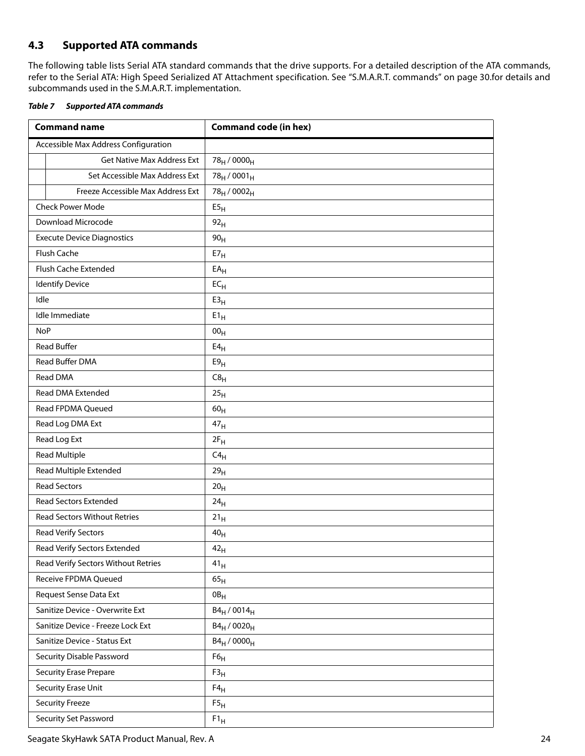## 4.3 Supported ATA commands

The following table lists Serial ATA standard commands that the drive supports. For a detailed description of the ATA commands, refer to the Serial ATA: High Speed Serialized AT Attachment specification. See "S.M.A.R.T. commands" on page 30.for details and subcommands used in the S.M.A.R.T. implementation.

***Table 7 Supported ATA commands***

| Command name | Command code (in hex) |
|---|---|
| Accessible Max Address Configuration | |
| Get Native Max Address Ext | $78_H$ / $0000_H$ |
| Set Accessible Max Address Ext | $78_H$ / $0001_H$ |
| Freeze Accessible Max Address Ext | $78_H$ / $0002_H$ |
| Check Power Mode | $E5_H$ |
| Download Microcode | $92_H$ |
| Execute Device Diagnostics | $90_H$ |
| Flush Cache | $E7_H$ |
| Flush Cache Extended | $EA_H$ |
| Identify Device | $EC_H$ |
| Idle | $E3_H$ |
| Idle Immediate | $E1_H$ |
| NoP | $00_H$ |
| Read Buffer | $E4_H$ |
| Read Buffer DMA | $E9_H$ |
| Read DMA | $C8_H$ |
| Read DMA Extended | $25_H$ |
| Read FPDMA Queued | $60_H$ |
| Read Log DMA Ext | $47_H$ |
| Read Log Ext | $2F_H$ |
| Read Multiple | $C4_H$ |
| Read Multiple Extended | $29_H$ |
| Read Sectors | $20_H$ |
| Read Sectors Extended | $24_H$ |
| Read Sectors Without Retries | $21_H$ |
| Read Verify Sectors | $40_H$ |
| Read Verify Sectors Extended | $42_H$ |
| Read Verify Sectors Without Retries | $41_H$ |
| Receive FPDMA Queued | $65_H$ |
| Request Sense Data Ext | $0B_H$ |
| Sanitize Device - Overwrite Ext | $B4_H$ / $0014_H$ |
| Sanitize Device - Freeze Lock Ext | $B4_H$ / $0020_H$ |
| Sanitize Device - Status Ext | $B4_H$ / $0000_H$ |
| Security Disable Password | $F6_H$ |
| Security Erase Prepare | $F3_H$ |
| Security Erase Unit | $F4_H$ |
| Security Freeze | $F5_H$ |
| Security Set Password | $F1_H$ |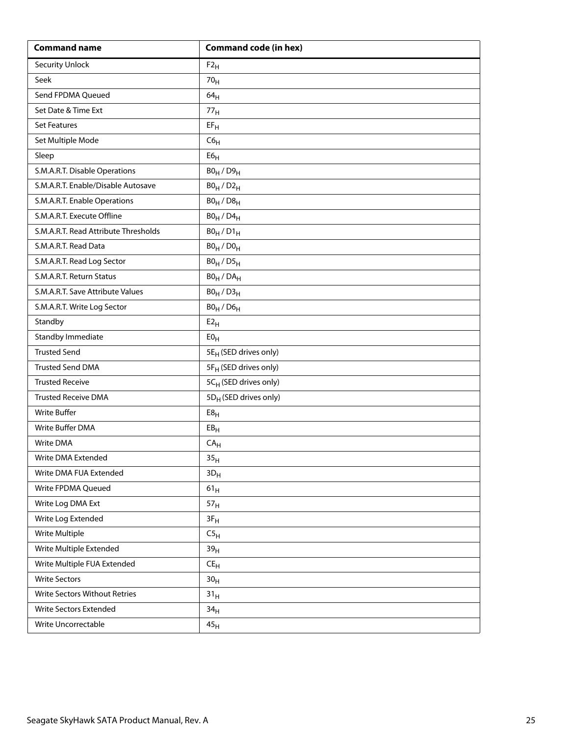| Command name | Command code (in hex) |
| --- | --- |
| Security Unlock | $F2_H$ |
| Seek | $70_H$ |
| Send FPDMA Queued | $64_H$ |
| Set Date & Time Ext | $77_H$ |
| Set Features | $EF_H$ |
| Set Multiple Mode | $C6_H$ |
| Sleep | $E6_H$ |
| S.M.A.R.T. Disable Operations | $B0_H$ / $D9_H$ |
| S.M.A.R.T. Enable/Disable Autosave | $B0_H$ / $D2_H$ |
| S.M.A.R.T. Enable Operations | $B0_H$ / $D8_H$ |
| S.M.A.R.T. Execute Offline | $B0_H$ / $D4_H$ |
| S.M.A.R.T. Read Attribute Thresholds | $B0_H$ / $D1_H$ |
| S.M.A.R.T. Read Data | $B0_H$ / $D0_H$ |
| S.M.A.R.T. Read Log Sector | $B0_H$ / $D5_H$ |
| S.M.A.R.T. Return Status | $B0_H$ / $DA_H$ |
| S.M.A.R.T. Save Attribute Values | $B0_H$ / $D3_H$ |
| S.M.A.R.T. Write Log Sector | $B0_H$ / $D6_H$ |
| Standby | $E2_H$ |
| Standby Immediate | $E0_H$ |
| Trusted Send | $5E_H$ (SED drives only) |
| Trusted Send DMA | $5F_H$ (SED drives only) |
| Trusted Receive | $5C_H$ (SED drives only) |
| Trusted Receive DMA | $5D_H$ (SED drives only) |
| Write Buffer | $E8_H$ |
| Write Buffer DMA | $EB_H$ |
| Write DMA | $CA_H$ |
| Write DMA Extended | $35_H$ |
| Write DMA FUA Extended | $3D_H$ |
| Write FPDMA Queued | $61_H$ |
| Write Log DMA Ext | $57_H$ |
| Write Log Extended | $3F_H$ |
| Write Multiple | $C5_H$ |
| Write Multiple Extended | $39_H$ |
| Write Multiple FUA Extended | $CE_H$ |
| Write Sectors | $30_H$ |
| Write Sectors Without Retries | $31_H$ |
| Write Sectors Extended | $34_H$ |
| Write Uncorrectable | $45_H$ |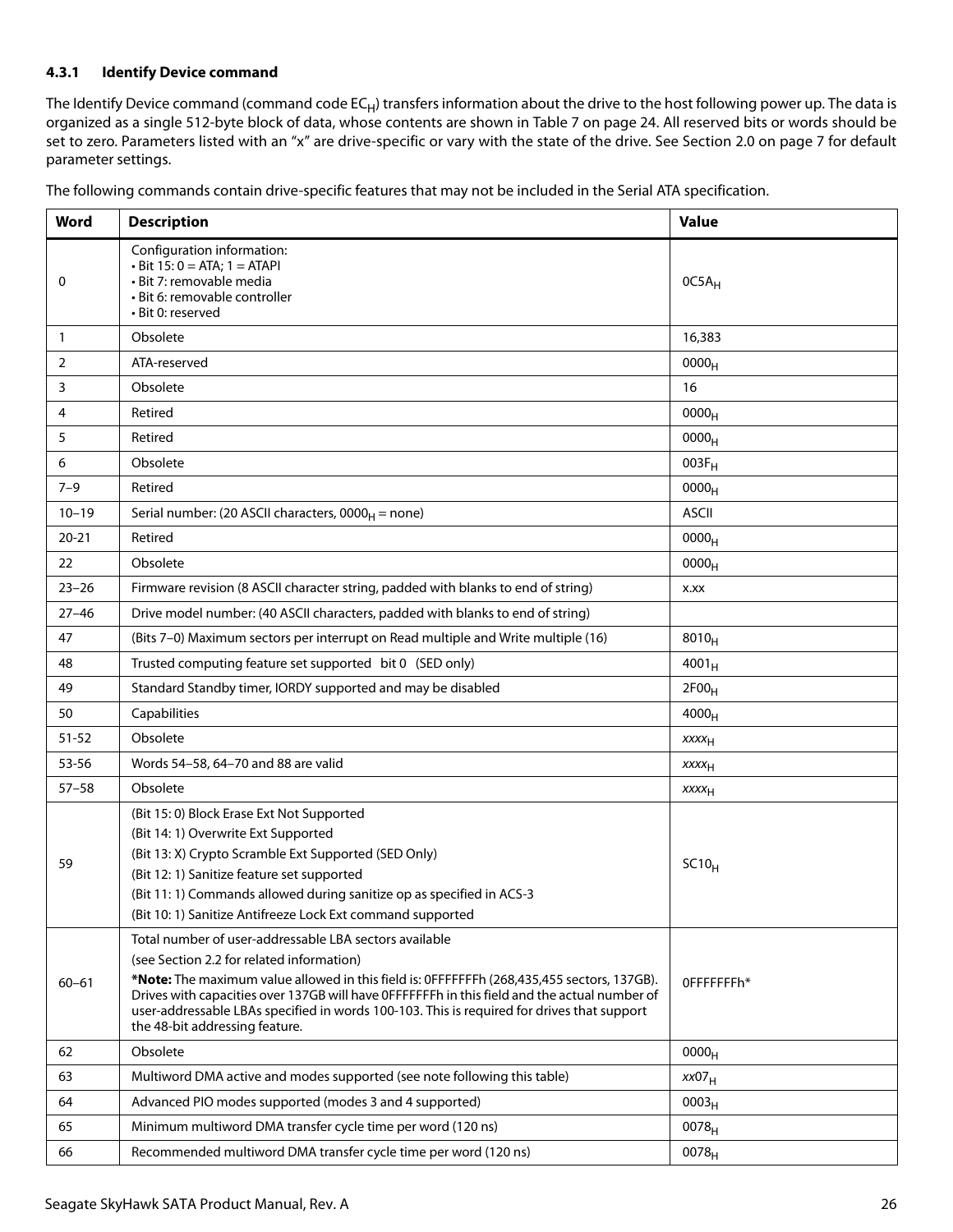### 4.3.1 Identify Device command

The Identify Device command (command code $EC_H$) transfers information about the drive to the host following power up. The data is organized as a single 512-byte block of data, whose contents are shown in Table 7 on page 24. All reserved bits or words should be set to zero. Parameters listed with an "x" are drive-specific or vary with the state of the drive. See Section 2.0 on page 7 for default parameter settings.

The following commands contain drive-specific features that may not be included in the Serial ATA specification.

| Word | Description | Value |
|---|---|---|
| 0 | Configuration information:<br>• Bit 15: 0 = ATA; 1 = ATAPI<br>• Bit 7: removable media<br>• Bit 6: removable controller<br>• Bit 0: reserved | $0C5A_H$ |
| 1 | Obsolete | 16,383 |
| 2 | ATA-reserved | $0000_H$ |
| 3 | Obsolete | 16 |
| 4 | Retired | $0000_H$ |
| 5 | Retired | $0000_H$ |
| 6 | Obsolete | $003F_H$ |
| 7–9 | Retired | $0000_H$ |
| 10–19 | Serial number: (20 ASCII characters, $0000_H$ = none) | ASCII |
| 20-21 | Retired | $0000_H$ |
| 22 | Obsolete | $0000_H$ |
| 23–26 | Firmware revision (8 ASCII character string, padded with blanks to end of string) | x.xx |
| 27–46 | Drive model number: (40 ASCII characters, padded with blanks to end of string) | |
| 47 | (Bits 7–0) Maximum sectors per interrupt on Read multiple and Write multiple (16) | $8010_H$ |
| 48 | Trusted computing feature set supported bit 0 (SED only) | $4001_H$ |
| 49 | Standard Standby timer, IORDY supported and may be disabled | $2F00_H$ |
| 50 | Capabilities | $4000_H$ |
| 51-52 | Obsolete | $xxxx_H$ |
| 53-56 | Words 54–58, 64–70 and 88 are valid | $xxxx_H$ |
| 57–58 | Obsolete | $xxxx_H$ |
| 59 | (Bit 15: 0) Block Erase Ext Not Supported<br>(Bit 14: 1) Overwrite Ext Supported<br>(Bit 13: X) Crypto Scramble Ext Supported (SED Only)<br>(Bit 12: 1) Sanitize feature set supported<br>(Bit 11: 1) Commands allowed during sanitize op as specified in ACS-3<br>(Bit 10: 1) Sanitize Antifreeze Lock Ext command supported | $SC10_H$ |
| 60–61 | Total number of user-addressable LBA sectors available<br>(see Section 2.2 for related information)<br>**\*Note:** The maximum value allowed in this field is: 0FFFFFFFh (268,435,455 sectors, 137GB). Drives with capacities over 137GB will have 0FFFFFFFh in this field and the actual number of user-addressable LBAs specified in words 100-103. This is required for drives that support the 48-bit addressing feature. | 0FFFFFFFh* |
| 62 | Obsolete | $0000_H$ |
| 63 | Multiword DMA active and modes supported (see note following this table) | $xx07_H$ |
| 64 | Advanced PIO modes supported (modes 3 and 4 supported) | $0003_H$ |
| 65 | Minimum multiword DMA transfer cycle time per word (120 ns) | $0078_H$ |
| 66 | Recommended multiword DMA transfer cycle time per word (120 ns) | $0078_H$ |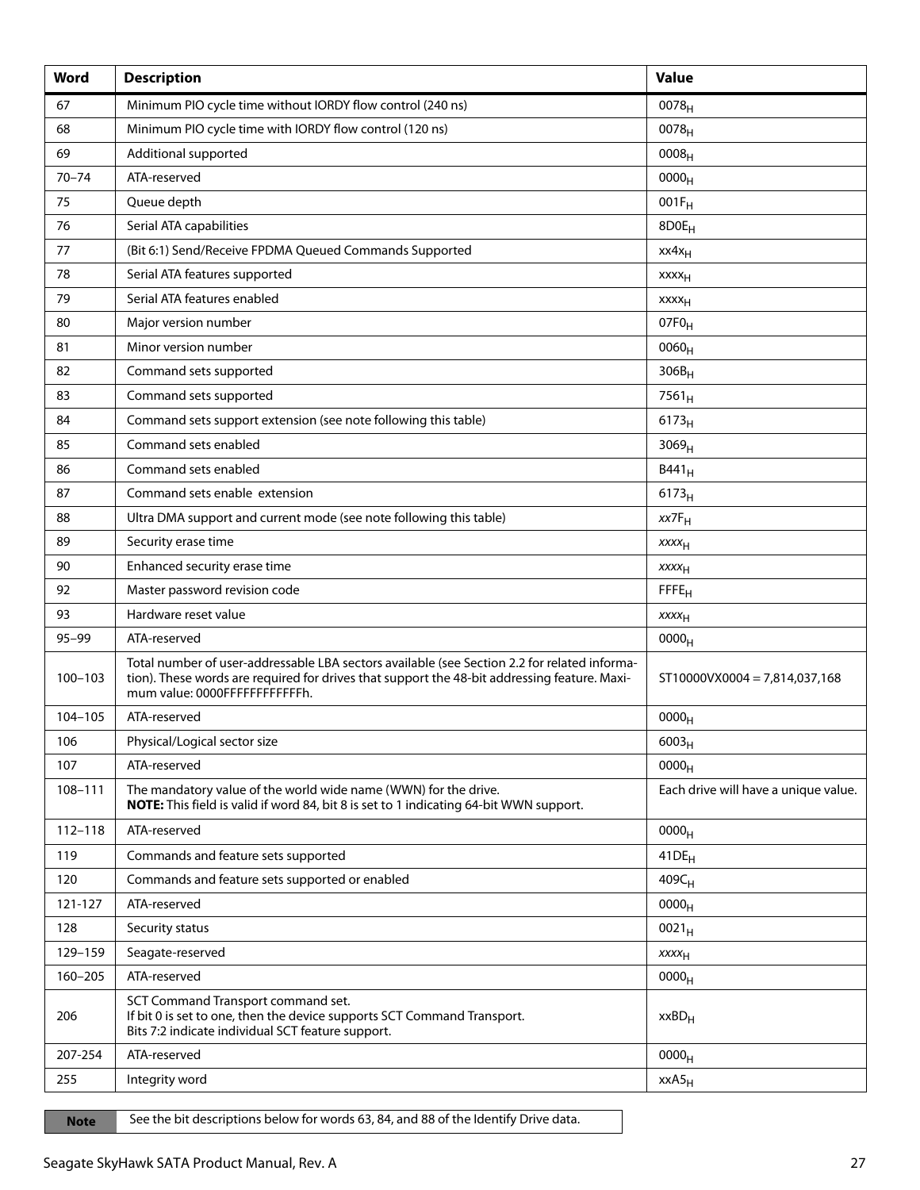| Word | Description | Value |
| --- | --- | --- |
| 67 | Minimum PIO cycle time without IORDY flow control (240 ns) | $0078_H$ |
| 68 | Minimum PIO cycle time with IORDY flow control (120 ns) | $0078_H$ |
| 69 | Additional supported | $0008_H$ |
| 70–74 | ATA-reserved | $0000_H$ |
| 75 | Queue depth | $001F_H$ |
| 76 | Serial ATA capabilities | $8D0E_H$ |
| 77 | (Bit 6:1) Send/Receive FPDMA Queued Commands Supported | $xx4x_H$ |
| 78 | Serial ATA features supported | $xxxx_H$ |
| 79 | Serial ATA features enabled | $xxxx_H$ |
| 80 | Major version number | $07F0_H$ |
| 81 | Minor version number | $0060_H$ |
| 82 | Command sets supported | $306B_H$ |
| 83 | Command sets supported | $7561_H$ |
| 84 | Command sets support extension (see note following this table) | $6173_H$ |
| 85 | Command sets enabled | $3069_H$ |
| 86 | Command sets enabled | $B441_H$ |
| 87 | Command sets enable extension | $6173_H$ |
| 88 | Ultra DMA support and current mode (see note following this table) | $xx7F_H$ |
| 89 | Security erase time | $xxxx_H$ |
| 90 | Enhanced security erase time | $xxxx_H$ |
| 92 | Master password revision code | $FFFE_H$ |
| 93 | Hardware reset value | $xxxx_H$ |
| 95–99 | ATA-reserved | $0000_H$ |
| 100–103 | Total number of user-addressable LBA sectors available (see Section 2.2 for related information). These words are required for drives that support the 48-bit addressing feature. Maximum value: 0000FFFFFFFFFFFFh. | ST10000VX0004 = 7,814,037,168 |
| 104–105 | ATA-reserved | $0000_H$ |
| 106 | Physical/Logical sector size | $6003_H$ |
| 107 | ATA-reserved | $0000_H$ |
| 108–111 | The mandatory value of the world wide name (WWN) for the drive. **NOTE:** This field is valid if word 84, bit 8 is set to 1 indicating 64-bit WWN support. | Each drive will have a unique value. |
| 112–118 | ATA-reserved | $0000_H$ |
| 119 | Commands and feature sets supported | $41DE_H$ |
| 120 | Commands and feature sets supported or enabled | $409C_H$ |
| 121-127 | ATA-reserved | $0000_H$ |
| 128 | Security status | $0021_H$ |
| 129–159 | Seagate-reserved | $xxxx_H$ |
| 160–205 | ATA-reserved | $0000_H$ |
| 206 | SCT Command Transport command set. If bit 0 is set to one, then the device supports SCT Command Transport. Bits 7:2 indicate individual SCT feature support. | $xxBD_H$ |
| 207-254 | ATA-reserved | $0000_H$ |
| 255 | Integrity word | $xxA5_H$ |

| Note | See the bit descriptions below for words 63, 84, and 88 of the Identify Drive data. |
| --- | --- |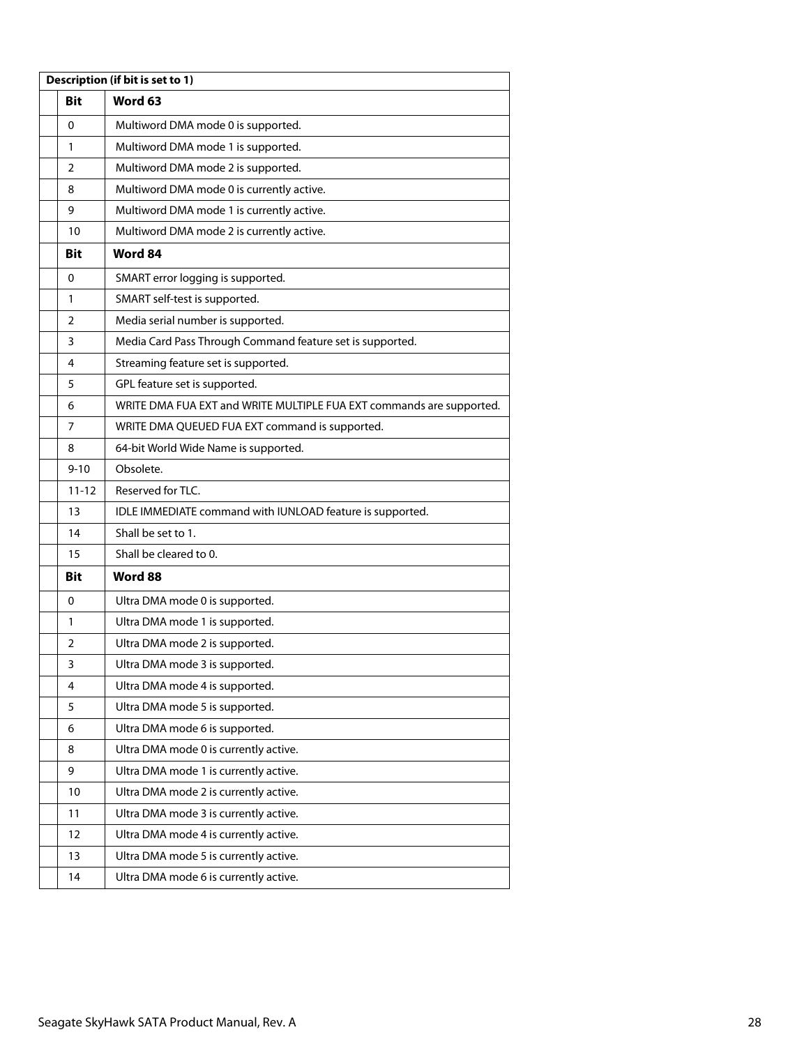| Description (if bit is set to 1) | | |
|---|---|---|
| | **Bit** | **Word 63** |
| | 0 | Multiword DMA mode 0 is supported. |
| | 1 | Multiword DMA mode 1 is supported. |
| | 2 | Multiword DMA mode 2 is supported. |
| | 8 | Multiword DMA mode 0 is currently active. |
| | 9 | Multiword DMA mode 1 is currently active. |
| | 10 | Multiword DMA mode 2 is currently active. |
| | **Bit** | **Word 84** |
| | 0 | SMART error logging is supported. |
| | 1 | SMART self-test is supported. |
| | 2 | Media serial number is supported. |
| | 3 | Media Card Pass Through Command feature set is supported. |
| | 4 | Streaming feature set is supported. |
| | 5 | GPL feature set is supported. |
| | 6 | WRITE DMA FUA EXT and WRITE MULTIPLE FUA EXT commands are supported. |
| | 7 | WRITE DMA QUEUED FUA EXT command is supported. |
| | 8 | 64-bit World Wide Name is supported. |
| | 9-10 | Obsolete. |
| | 11-12 | Reserved for TLC. |
| | 13 | IDLE IMMEDIATE command with IUNLOAD feature is supported. |
| | 14 | Shall be set to 1. |
| | 15 | Shall be cleared to 0. |
| | **Bit** | **Word 88** |
| | 0 | Ultra DMA mode 0 is supported. |
| | 1 | Ultra DMA mode 1 is supported. |
| | 2 | Ultra DMA mode 2 is supported. |
| | 3 | Ultra DMA mode 3 is supported. |
| | 4 | Ultra DMA mode 4 is supported. |
| | 5 | Ultra DMA mode 5 is supported. |
| | 6 | Ultra DMA mode 6 is supported. |
| | 8 | Ultra DMA mode 0 is currently active. |
| | 9 | Ultra DMA mode 1 is currently active. |
| | 10 | Ultra DMA mode 2 is currently active. |
| | 11 | Ultra DMA mode 3 is currently active. |
| | 12 | Ultra DMA mode 4 is currently active. |
| | 13 | Ultra DMA mode 5 is currently active. |
| | 14 | Ultra DMA mode 6 is currently active. |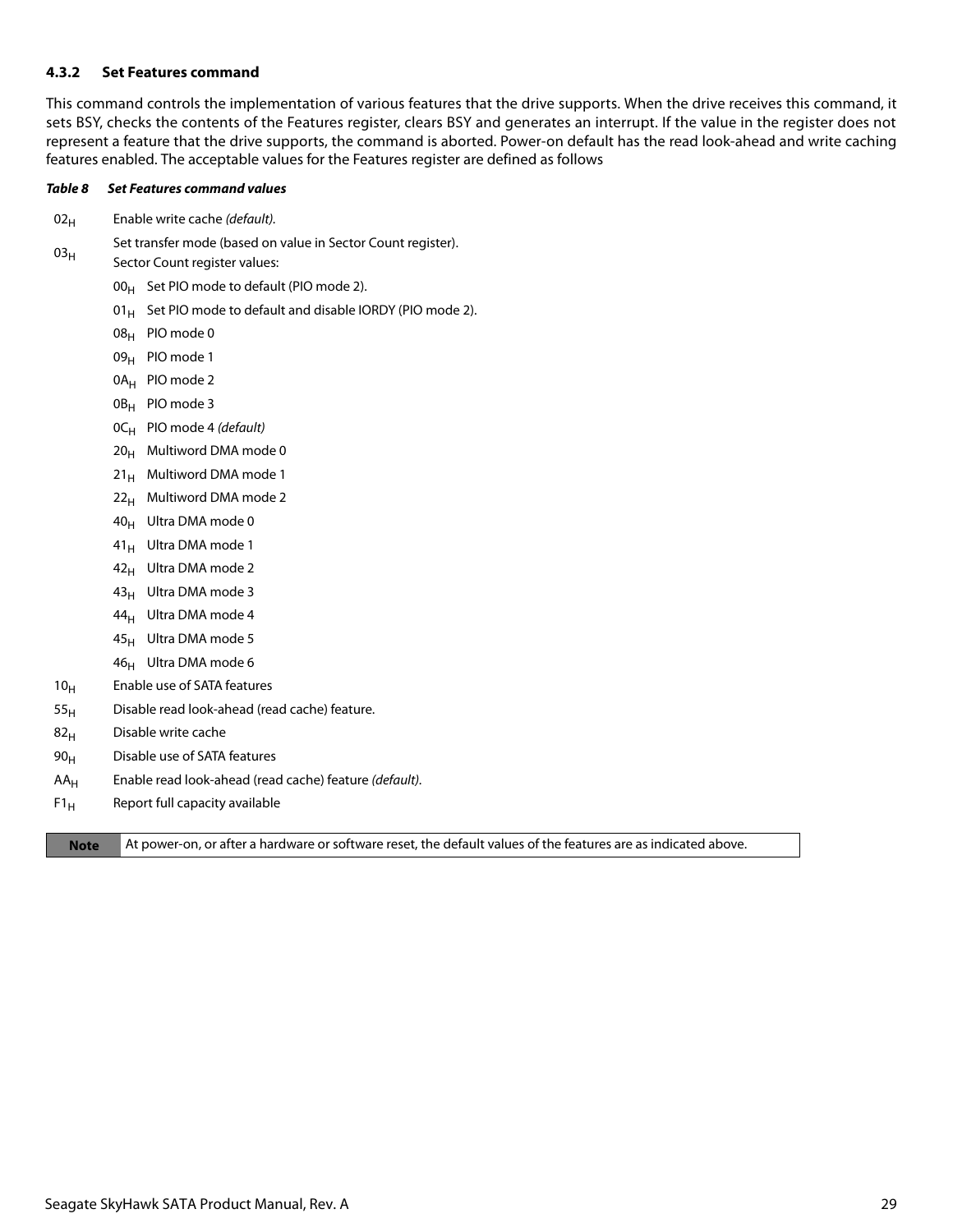### 4.3.2 Set Features command

This command controls the implementation of various features that the drive supports. When the drive receives this command, it sets BSY, checks the contents of the Features register, clears BSY and generates an interrupt. If the value in the register does not represent a feature that the drive supports, the command is aborted. Power-on default has the read look-ahead and write caching features enabled. The acceptable values for the Features register are defined as follows

***Table 8 Set Features command values***

| | | |
|---|---|---|
| $02_H$ | Enable write cache *(default).* | |
| $03_H$ | Set transfer mode (based on value in Sector Count register). Sector Count register values: | |
| | $00_H$ | Set PIO mode to default (PIO mode 2). |
| | $01_H$ | Set PIO mode to default and disable IORDY (PIO mode 2). |
| | $08_H$ | PIO mode 0 |
| | $09_H$ | PIO mode 1 |
| | $0A_H$ | PIO mode 2 |
| | $0B_H$ | PIO mode 3 |
| | $0C_H$ | PIO mode 4 *(default)* |
| | $20_H$ | Multiword DMA mode 0 |
| | $21_H$ | Multiword DMA mode 1 |
| | $22_H$ | Multiword DMA mode 2 |
| | $40_H$ | Ultra DMA mode 0 |
| | $41_H$ | Ultra DMA mode 1 |
| | $42_H$ | Ultra DMA mode 2 |
| | $43_H$ | Ultra DMA mode 3 |
| | $44_H$ | Ultra DMA mode 4 |
| | $45_H$ | Ultra DMA mode 5 |
| | $46_H$ | Ultra DMA mode 6 |
| $10_H$ | Enable use of SATA features | |
| $55_H$ | Disable read look-ahead (read cache) feature. | |
| $82_H$ | Disable write cache | |
| $90_H$ | Disable use of SATA features | |
| $AA_H$ | Enable read look-ahead (read cache) feature *(default)*. | |
| $F1_H$ | Report full capacity available | |

**Note** At power-on, or after a hardware or software reset, the default values of the features are as indicated above.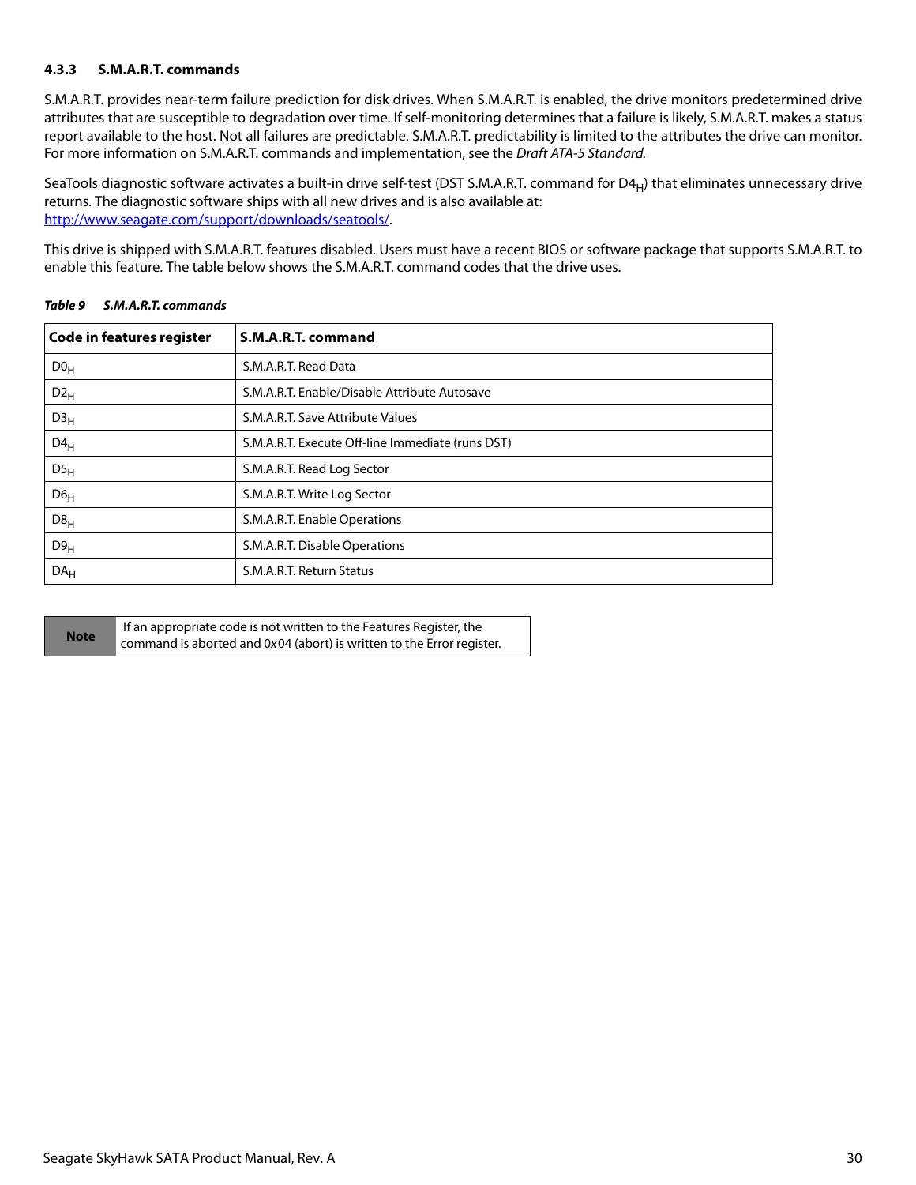### 4.3.3 S.M.A.R.T. commands

S.M.A.R.T. provides near-term failure prediction for disk drives. When S.M.A.R.T. is enabled, the drive monitors predetermined drive attributes that are susceptible to degradation over time. If self-monitoring determines that a failure is likely, S.M.A.R.T. makes a status report available to the host. Not all failures are predictable. S.M.A.R.T. predictability is limited to the attributes the drive can monitor. For more information on S.M.A.R.T. commands and implementation, see the *Draft ATA-5 Standard.*

SeaTools diagnostic software activates a built-in drive self-test (DST S.M.A.R.T. command for $D4_H$) that eliminates unnecessary drive returns. The diagnostic software ships with all new drives and is also available at: http://www.seagate.com/support/downloads/seatools/.

This drive is shipped with S.M.A.R.T. features disabled. Users must have a recent BIOS or software package that supports S.M.A.R.T. to enable this feature. The table below shows the S.M.A.R.T. command codes that the drive uses.

***Table 9 S.M.A.R.T. commands***

| Code in features register | S.M.A.R.T. command |
|---|---|
| $D0_H$ | S.M.A.R.T. Read Data |
| $D2_H$ | S.M.A.R.T. Enable/Disable Attribute Autosave |
| $D3_H$ | S.M.A.R.T. Save Attribute Values |
| $D4_H$ | S.M.A.R.T. Execute Off-line Immediate (runs DST) |
| $D5_H$ | S.M.A.R.T. Read Log Sector |
| $D6_H$ | S.M.A.R.T. Write Log Sector |
| $D8_H$ | S.M.A.R.T. Enable Operations |
| $D9_H$ | S.M.A.R.T. Disable Operations |
| $DA_H$ | S.M.A.R.T. Return Status |

| Note | If an appropriate code is not written to the Features Register, the command is aborted and 0x04 (abort) is written to the Error register. |
|---|---|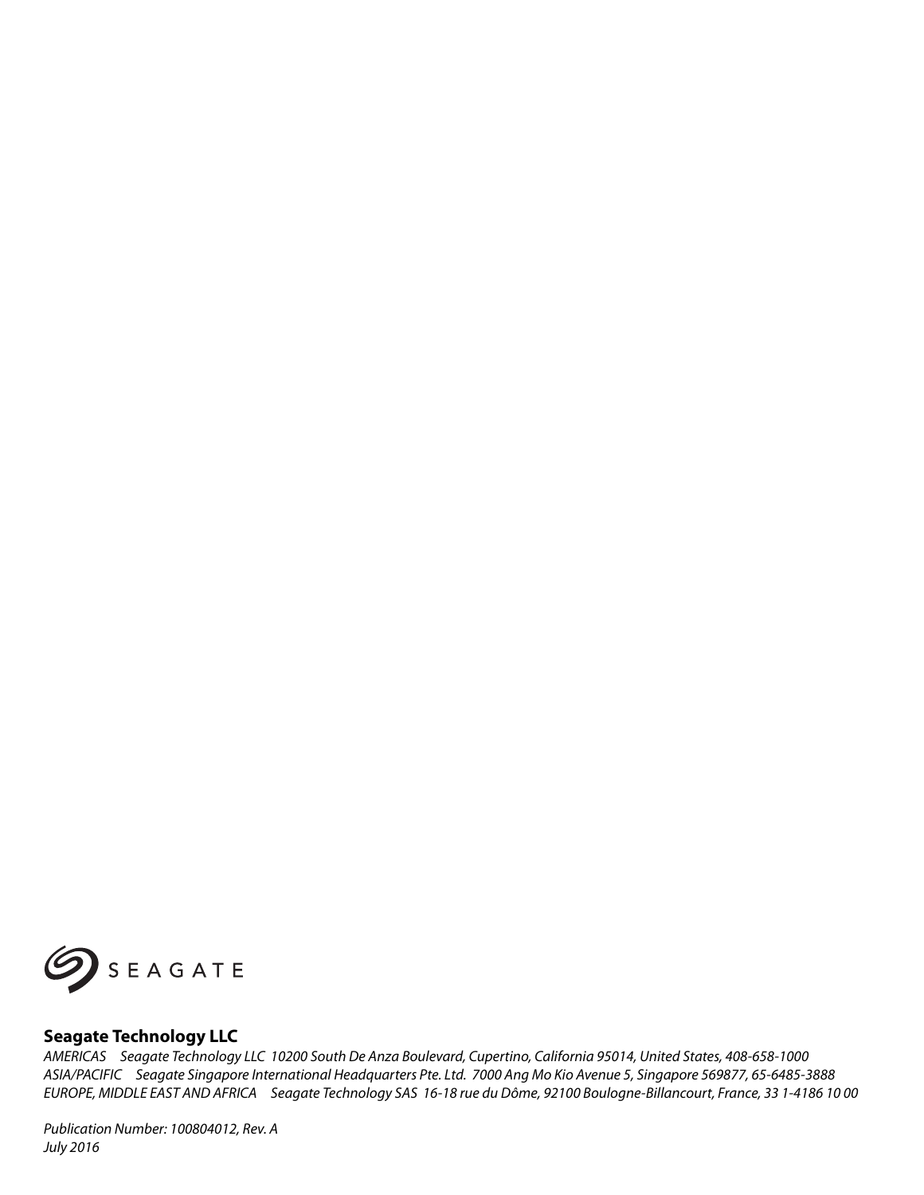SEAGATE

**Seagate Technology LLC**

*AMERICAS Seagate Technology LLC 10200 South De Anza Boulevard, Cupertino, California 95014, United States, 408-658-1000*
*ASIA/PACIFIC Seagate Singapore International Headquarters Pte. Ltd. 7000 Ang Mo Kio Avenue 5, Singapore 569877, 65-6485-3888*
*EUROPE, MIDDLE EAST AND AFRICA Seagate Technology SAS 16-18 rue du Dôme, 92100 Boulogne-Billancourt, France, 33 1-4186 10 00*

*Publication Number: 100804012, Rev. A*
*July 2016*